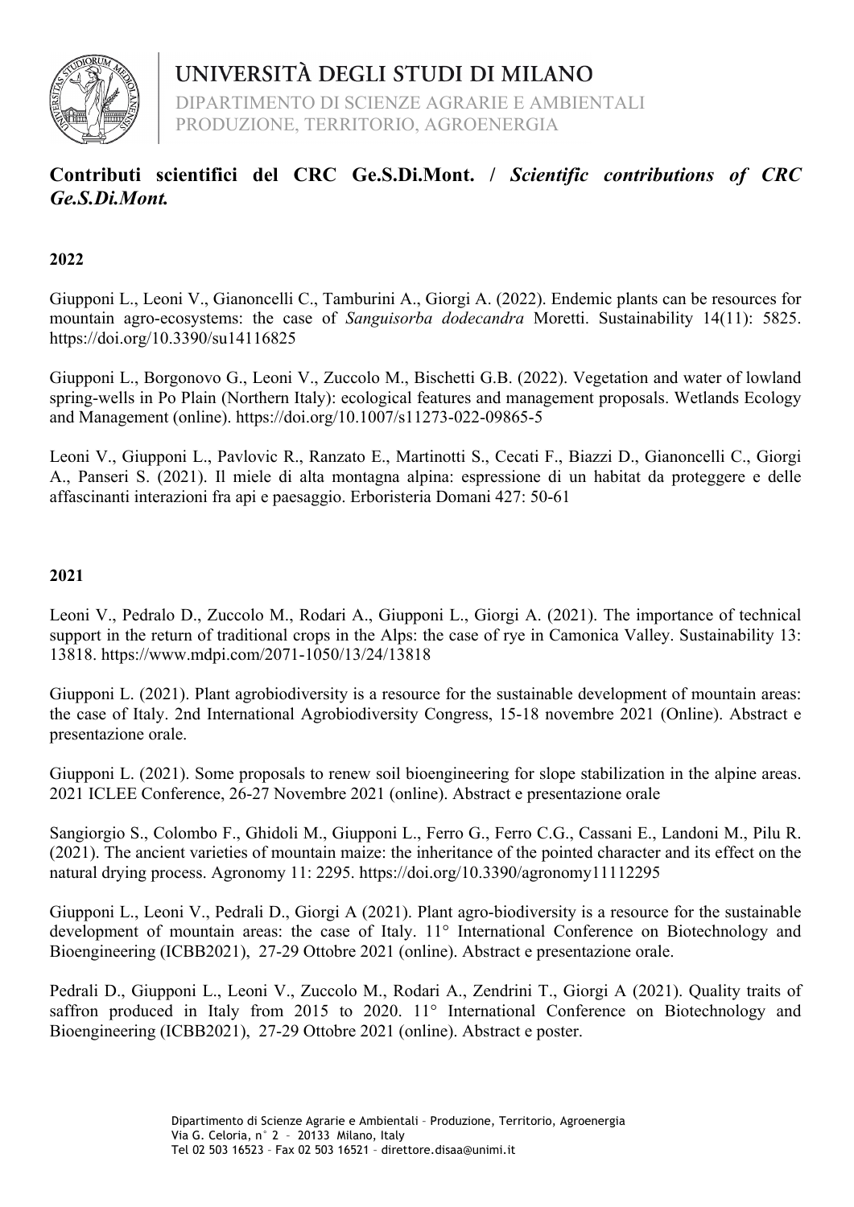# UNIVERSITÀ DEGLI STUDI DI MILANO

DIPARTIMENTO DI SCIENZE AGRARIE E AMBIENTALI
PRODUZIONE, TERRITORIO, AGROENERGIA

## Contributi scientifici del CRC Ge.S.Di.Mont. / *Scientific contributions of CRC Ge.S.Di.Mont.*

### 2022

Giupponi L., Leoni V., Gianoncelli C., Tamburini A., Giorgi A. (2022). Endemic plants can be resources for mountain agro-ecosystems: the case of *Sanguisorba dodecandra* Moretti. Sustainability 14(11): 5825. https://doi.org/10.3390/su14116825

Giupponi L., Borgonovo G., Leoni V., Zuccolo M., Bischetti G.B. (2022). Vegetation and water of lowland spring-wells in Po Plain (Northern Italy): ecological features and management proposals. Wetlands Ecology and Management (online). https://doi.org/10.1007/s11273-022-09865-5

Leoni V., Giupponi L., Pavlovic R., Ranzato E., Martinotti S., Cecati F., Biazzi D., Gianoncelli C., Giorgi A., Panseri S. (2021). Il miele di alta montagna alpina: espressione di un habitat da proteggere e delle affascinanti interazioni fra api e paesaggio. Erboristeria Domani 427: 50-61

### 2021

Leoni V., Pedralo D., Zuccolo M., Rodari A., Giupponi L., Giorgi A. (2021). The importance of technical support in the return of traditional crops in the Alps: the case of rye in Camonica Valley. Sustainability 13: 13818. https://www.mdpi.com/2071-1050/13/24/13818

Giupponi L. (2021). Plant agrobiodiversity is a resource for the sustainable development of mountain areas: the case of Italy. 2nd International Agrobiodiversity Congress, 15-18 novembre 2021 (Online). Abstract e presentazione orale.

Giupponi L. (2021). Some proposals to renew soil bioengineering for slope stabilization in the alpine areas. 2021 ICLEE Conference, 26-27 Novembre 2021 (online). Abstract e presentazione orale

Sangiorgio S., Colombo F., Ghidoli M., Giupponi L., Ferro G., Ferro C.G., Cassani E., Landoni M., Pilu R. (2021). The ancient varieties of mountain maize: the inheritance of the pointed character and its effect on the natural drying process. Agronomy 11: 2295. https://doi.org/10.3390/agronomy11112295

Giupponi L., Leoni V., Pedrali D., Giorgi A (2021). Plant agro-biodiversity is a resource for the sustainable development of mountain areas: the case of Italy. 11° International Conference on Biotechnology and Bioengineering (ICBB2021), 27-29 Ottobre 2021 (online). Abstract e presentazione orale.

Pedrali D., Giupponi L., Leoni V., Zuccolo M., Rodari A., Zendrini T., Giorgi A (2021). Quality traits of saffron produced in Italy from 2015 to 2020. 11° International Conference on Biotechnology and Bioengineering (ICBB2021), 27-29 Ottobre 2021 (online). Abstract e poster.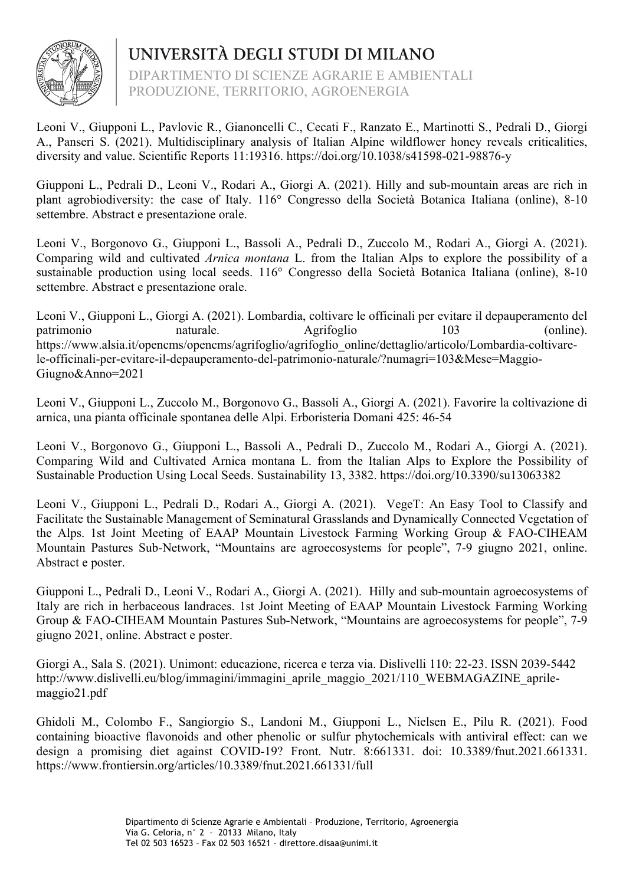Leoni V., Giupponi L., Pavlovic R., Gianoncelli C., Cecati F., Ranzato E., Martinotti S., Pedrali D., Giorgi A., Panseri S. (2021). Multidisciplinary analysis of Italian Alpine wildflower honey reveals criticalities, diversity and value. Scientific Reports 11:19316. https://doi.org/10.1038/s41598-021-98876-y

Giupponi L., Pedrali D., Leoni V., Rodari A., Giorgi A. (2021). Hilly and sub-mountain areas are rich in plant agrobiodiversity: the case of Italy. 116° Congresso della Società Botanica Italiana (online), 8-10 settembre. Abstract e presentazione orale.

Leoni V., Borgonovo G., Giupponi L., Bassoli A., Pedrali D., Zuccolo M., Rodari A., Giorgi A. (2021). Comparing wild and cultivated *Arnica montana* L. from the Italian Alps to explore the possibility of a sustainable production using local seeds. 116° Congresso della Società Botanica Italiana (online), 8-10 settembre. Abstract e presentazione orale.

Leoni V., Giupponi L., Giorgi A. (2021). Lombardia, coltivare le officinali per evitare il depauperamento del patrimonio naturale. Agrifoglio 103 (online). https://www.alsia.it/opencms/opencms/agrifoglio/agrifoglio_online/dettaglio/articolo/Lombardia-coltivare-le-officinali-per-evitare-il-depauperamento-del-patrimonio-naturale/?numagri=103&Mese=Maggio-Giugno&Anno=2021

Leoni V., Giupponi L., Zuccolo M., Borgonovo G., Bassoli A., Giorgi A. (2021). Favorire la coltivazione di arnica, una pianta officinale spontanea delle Alpi. Erboristeria Domani 425: 46-54

Leoni V., Borgonovo G., Giupponi L., Bassoli A., Pedrali D., Zuccolo M., Rodari A., Giorgi A. (2021). Comparing Wild and Cultivated Arnica montana L. from the Italian Alps to Explore the Possibility of Sustainable Production Using Local Seeds. Sustainability 13, 3382. https://doi.org/10.3390/su13063382

Leoni V., Giupponi L., Pedrali D., Rodari A., Giorgi A. (2021). VegeT: An Easy Tool to Classify and Facilitate the Sustainable Management of Seminatural Grasslands and Dynamically Connected Vegetation of the Alps. 1st Joint Meeting of EAAP Mountain Livestock Farming Working Group & FAO-CIHEAM Mountain Pastures Sub-Network, "Mountains are agroecosystems for people", 7-9 giugno 2021, online. Abstract e poster.

Giupponi L., Pedrali D., Leoni V., Rodari A., Giorgi A. (2021). Hilly and sub-mountain agroecosystems of Italy are rich in herbaceous landraces. 1st Joint Meeting of EAAP Mountain Livestock Farming Working Group & FAO-CIHEAM Mountain Pastures Sub-Network, "Mountains are agroecosystems for people", 7-9 giugno 2021, online. Abstract e poster.

Giorgi A., Sala S. (2021). Unimont: educazione, ricerca e terza via. Dislivelli 110: 22-23. ISSN 2039-5442 http://www.dislivelli.eu/blog/immagini/immagini_aprile_maggio_2021/110_WEBMAGAZINE_aprile-maggio21.pdf

Ghidoli M., Colombo F., Sangiorgio S., Landoni M., Giupponi L., Nielsen E., Pilu R. (2021). Food containing bioactive flavonoids and other phenolic or sulfur phytochemicals with antiviral effect: can we design a promising diet against COVID-19? Front. Nutr. 8:661331. doi: 10.3389/fnut.2021.661331. https://www.frontiersin.org/articles/10.3389/fnut.2021.661331/full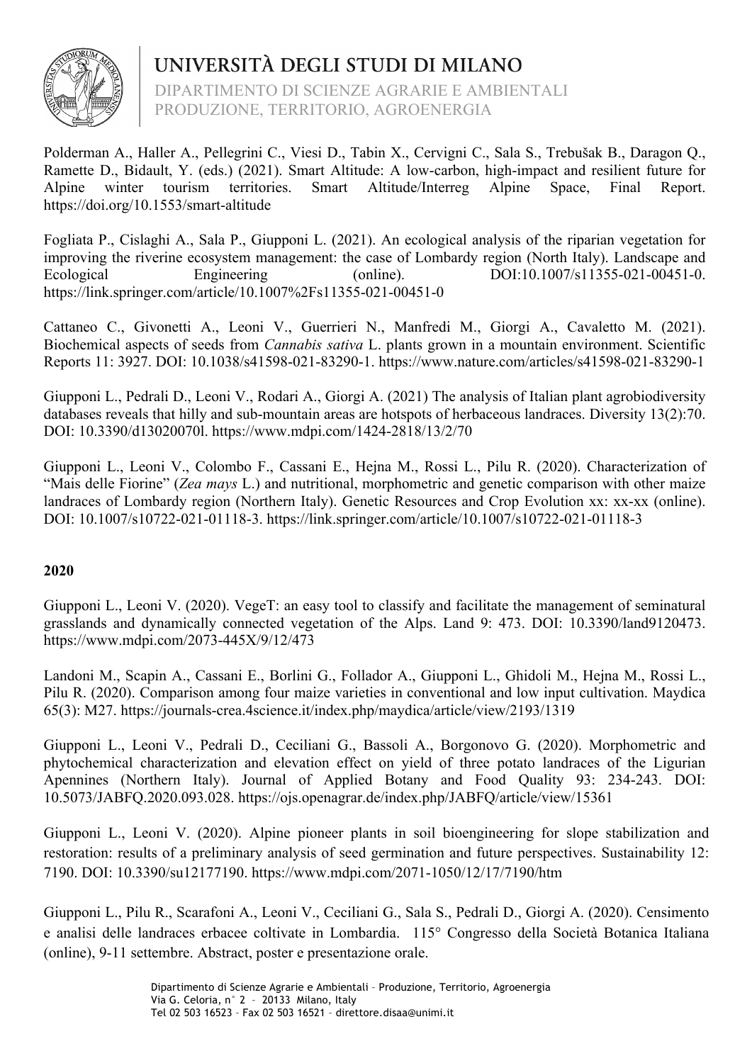Polderman A., Haller A., Pellegrini C., Viesi D., Tabin X., Cervigni C., Sala S., Trebušak B., Daragon Q., Ramette D., Bidault, Y. (eds.) (2021). Smart Altitude: A low-carbon, high-impact and resilient future for Alpine winter tourism territories. Smart Altitude/Interreg Alpine Space, Final Report. https://doi.org/10.1553/smart-altitude

Fogliata P., Cislaghi A., Sala P., Giupponi L. (2021). An ecological analysis of the riparian vegetation for improving the riverine ecosystem management: the case of Lombardy region (North Italy). Landscape and Ecological Engineering (online). DOI:10.1007/s11355-021-00451-0. https://link.springer.com/article/10.1007%2Fs11355-021-00451-0

Cattaneo C., Givonetti A., Leoni V., Guerrieri N., Manfredi M., Giorgi A., Cavaletto M. (2021). Biochemical aspects of seeds from *Cannabis sativa* L. plants grown in a mountain environment. Scientific Reports 11: 3927. DOI: 10.1038/s41598-021-83290-1. https://www.nature.com/articles/s41598-021-83290-1

Giupponi L., Pedrali D., Leoni V., Rodari A., Giorgi A. (2021) The analysis of Italian plant agrobiodiversity databases reveals that hilly and sub-mountain areas are hotspots of herbaceous landraces. Diversity 13(2):70. DOI: 10.3390/d13020070l. https://www.mdpi.com/1424-2818/13/2/70

Giupponi L., Leoni V., Colombo F., Cassani E., Hejna M., Rossi L., Pilu R. (2020). Characterization of "Mais delle Fiorine" (*Zea mays* L.) and nutritional, morphometric and genetic comparison with other maize landraces of Lombardy region (Northern Italy). Genetic Resources and Crop Evolution xx: xx-xx (online). DOI: 10.1007/s10722-021-01118-3. https://link.springer.com/article/10.1007/s10722-021-01118-3

**2020**

Giupponi L., Leoni V. (2020). VegeT: an easy tool to classify and facilitate the management of seminatural grasslands and dynamically connected vegetation of the Alps. Land 9: 473. DOI: 10.3390/land9120473. https://www.mdpi.com/2073-445X/9/12/473

Landoni M., Scapin A., Cassani E., Borlini G., Follador A., Giupponi L., Ghidoli M., Hejna M., Rossi L., Pilu R. (2020). Comparison among four maize varieties in conventional and low input cultivation. Maydica 65(3): M27. https://journals-crea.4science.it/index.php/maydica/article/view/2193/1319

Giupponi L., Leoni V., Pedrali D., Ceciliani G., Bassoli A., Borgonovo G. (2020). Morphometric and phytochemical characterization and elevation effect on yield of three potato landraces of the Ligurian Apennines (Northern Italy). Journal of Applied Botany and Food Quality 93: 234-243. DOI: 10.5073/JABFQ.2020.093.028. https://ojs.openagrar.de/index.php/JABFQ/article/view/15361

Giupponi L., Leoni V. (2020). Alpine pioneer plants in soil bioengineering for slope stabilization and restoration: results of a preliminary analysis of seed germination and future perspectives. Sustainability 12: 7190. DOI: 10.3390/su12177190. https://www.mdpi.com/2071-1050/12/17/7190/htm

Giupponi L., Pilu R., Scarafoni A., Leoni V., Ceciliani G., Sala S., Pedrali D., Giorgi A. (2020). Censimento e analisi delle landraces erbacee coltivate in Lombardia. 115° Congresso della Società Botanica Italiana (online), 9-11 settembre. Abstract, poster e presentazione orale.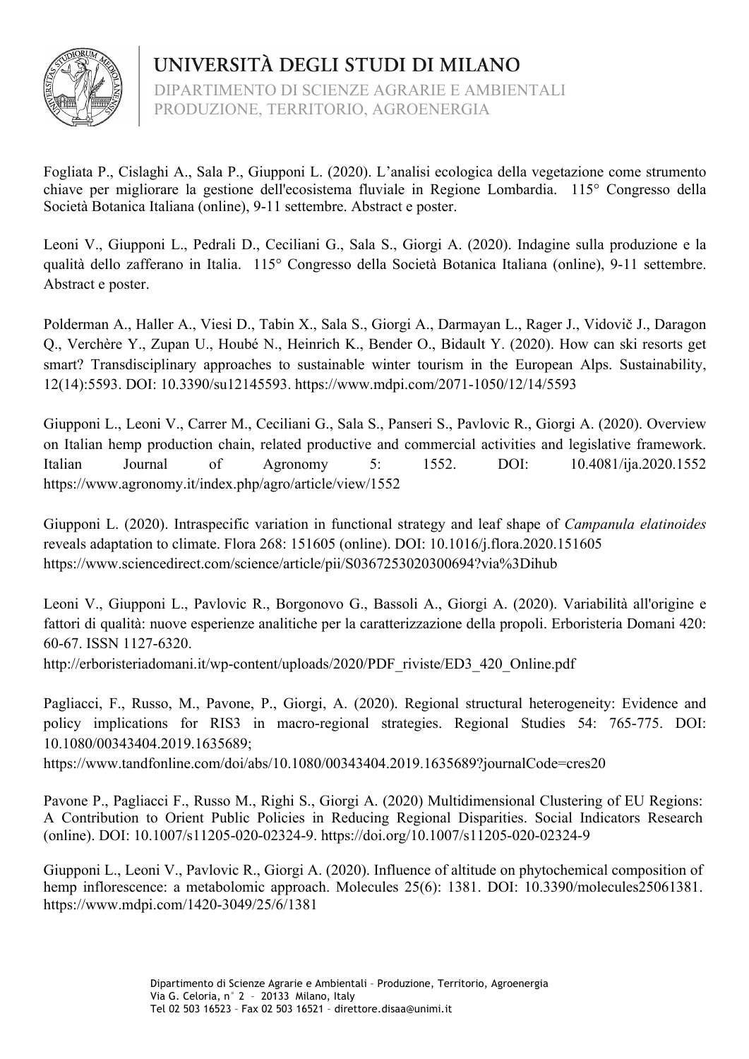Fogliata P., Cislaghi A., Sala P., Giupponi L. (2020). L'analisi ecologica della vegetazione come strumento chiave per migliorare la gestione dell'ecosistema fluviale in Regione Lombardia. 115° Congresso della Società Botanica Italiana (online), 9-11 settembre. Abstract e poster.

Leoni V., Giupponi L., Pedrali D., Ceciliani G., Sala S., Giorgi A. (2020). Indagine sulla produzione e la qualità dello zafferano in Italia. 115° Congresso della Società Botanica Italiana (online), 9-11 settembre. Abstract e poster.

Polderman A., Haller A., Viesi D., Tabin X., Sala S., Giorgi A., Darmayan L., Rager J., Vidovič J., Daragon Q., Verchère Y., Zupan U., Houbé N., Heinrich K., Bender O., Bidault Y. (2020). How can ski resorts get smart? Transdisciplinary approaches to sustainable winter tourism in the European Alps. Sustainability, 12(14):5593. DOI: 10.3390/su12145593. https://www.mdpi.com/2071-1050/12/14/5593

Giupponi L., Leoni V., Carrer M., Ceciliani G., Sala S., Panseri S., Pavlovic R., Giorgi A. (2020). Overview on Italian hemp production chain, related productive and commercial activities and legislative framework. Italian Journal of Agronomy 5: 1552. DOI: 10.4081/ija.2020.1552 https://www.agronomy.it/index.php/agro/article/view/1552

Giupponi L. (2020). Intraspecific variation in functional strategy and leaf shape of *Campanula elatinoides* reveals adaptation to climate. Flora 268: 151605 (online). DOI: 10.1016/j.flora.2020.151605 https://www.sciencedirect.com/science/article/pii/S0367253020300694?via%3Dihub

Leoni V., Giupponi L., Pavlovic R., Borgonovo G., Bassoli A., Giorgi A. (2020). Variabilità all'origine e fattori di qualità: nuove esperienze analitiche per la caratterizzazione della propoli. Erboristeria Domani 420: 60-67. ISSN 1127-6320.
http://erboristeriadomani.it/wp-content/uploads/2020/PDF_riviste/ED3_420_Online.pdf

Pagliacci, F., Russo, M., Pavone, P., Giorgi, A. (2020). Regional structural heterogeneity: Evidence and policy implications for RIS3 in macro-regional strategies. Regional Studies 54: 765-775. DOI: 10.1080/00343404.2019.1635689;
https://www.tandfonline.com/doi/abs/10.1080/00343404.2019.1635689?journalCode=cres20

Pavone P., Pagliacci F., Russo M., Righi S., Giorgi A. (2020) Multidimensional Clustering of EU Regions: A Contribution to Orient Public Policies in Reducing Regional Disparities. Social Indicators Research (online). DOI: 10.1007/s11205-020-02324-9. https://doi.org/10.1007/s11205-020-02324-9

Giupponi L., Leoni V., Pavlovic R., Giorgi A. (2020). Influence of altitude on phytochemical composition of hemp inflorescence: a metabolomic approach. Molecules 25(6): 1381. DOI: 10.3390/molecules25061381. https://www.mdpi.com/1420-3049/25/6/1381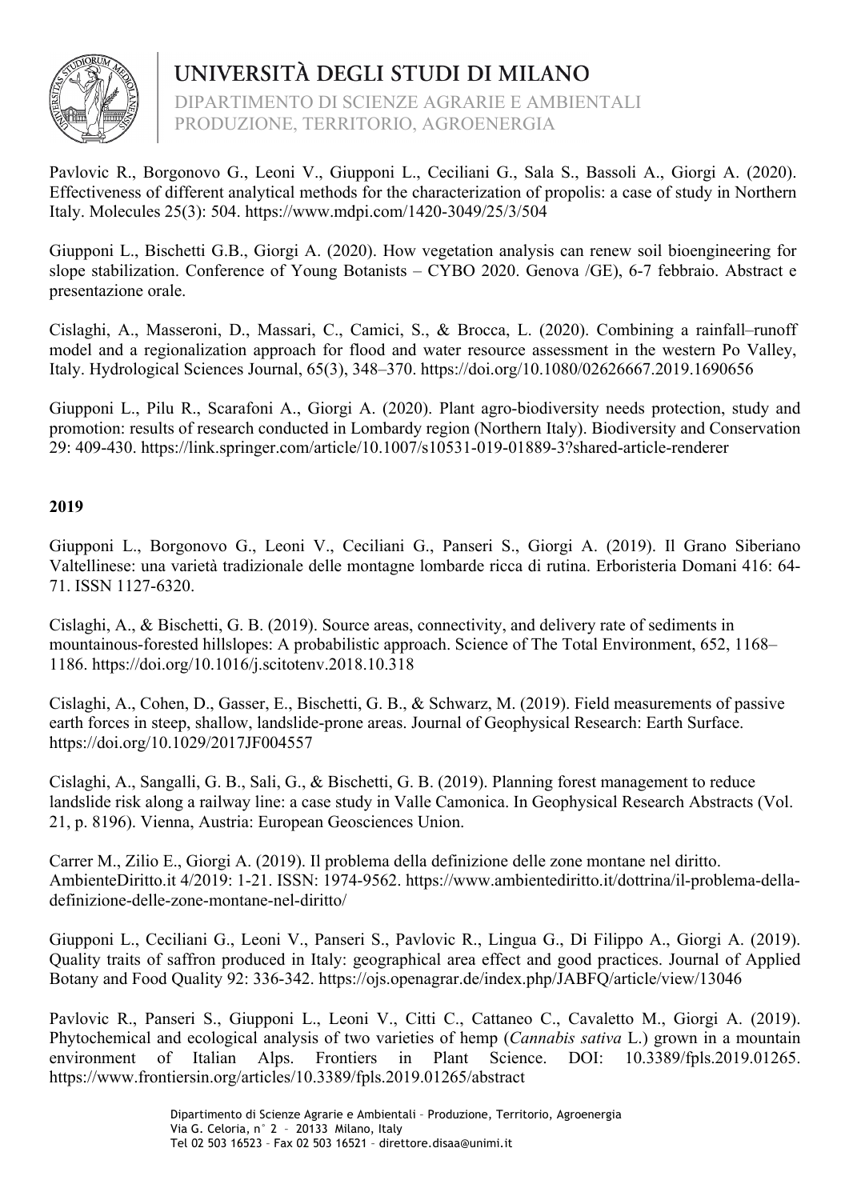Pavlovic R., Borgonovo G., Leoni V., Giupponi L., Ceciliani G., Sala S., Bassoli A., Giorgi A. (2020). Effectiveness of different analytical methods for the characterization of propolis: a case of study in Northern Italy. Molecules 25(3): 504. https://www.mdpi.com/1420-3049/25/3/504

Giupponi L., Bischetti G.B., Giorgi A. (2020). How vegetation analysis can renew soil bioengineering for slope stabilization. Conference of Young Botanists – CYBO 2020. Genova /GE), 6-7 febbraio. Abstract e presentazione orale.

Cislaghi, A., Masseroni, D., Massari, C., Camici, S., & Brocca, L. (2020). Combining a rainfall–runoff model and a regionalization approach for flood and water resource assessment in the western Po Valley, Italy. Hydrological Sciences Journal, 65(3), 348–370. https://doi.org/10.1080/02626667.2019.1690656

Giupponi L., Pilu R., Scarafoni A., Giorgi A. (2020). Plant agro-biodiversity needs protection, study and promotion: results of research conducted in Lombardy region (Northern Italy). Biodiversity and Conservation 29: 409-430. https://link.springer.com/article/10.1007/s10531-019-01889-3?shared-article-renderer

**2019**

Giupponi L., Borgonovo G., Leoni V., Ceciliani G., Panseri S., Giorgi A. (2019). Il Grano Siberiano Valtellinese: una varietà tradizionale delle montagne lombarde ricca di rutina. Erboristeria Domani 416: 64-71. ISSN 1127-6320.

Cislaghi, A., & Bischetti, G. B. (2019). Source areas, connectivity, and delivery rate of sediments in mountainous-forested hillslopes: A probabilistic approach. Science of The Total Environment, 652, 1168–1186. https://doi.org/10.1016/j.scitotenv.2018.10.318

Cislaghi, A., Cohen, D., Gasser, E., Bischetti, G. B., & Schwarz, M. (2019). Field measurements of passive earth forces in steep, shallow, landslide-prone areas. Journal of Geophysical Research: Earth Surface. https://doi.org/10.1029/2017JF004557

Cislaghi, A., Sangalli, G. B., Sali, G., & Bischetti, G. B. (2019). Planning forest management to reduce landslide risk along a railway line: a case study in Valle Camonica. In Geophysical Research Abstracts (Vol. 21, p. 8196). Vienna, Austria: European Geosciences Union.

Carrer M., Zilio E., Giorgi A. (2019). Il problema della definizione delle zone montane nel diritto. AmbienteDiritto.it 4/2019: 1-21. ISSN: 1974-9562. https://www.ambientediritto.it/dottrina/il-problema-della-definizione-delle-zone-montane-nel-diritto/

Giupponi L., Ceciliani G., Leoni V., Panseri S., Pavlovic R., Lingua G., Di Filippo A., Giorgi A. (2019). Quality traits of saffron produced in Italy: geographical area effect and good practices. Journal of Applied Botany and Food Quality 92: 336-342. https://ojs.openagrar.de/index.php/JABFQ/article/view/13046

Pavlovic R., Panseri S., Giupponi L., Leoni V., Citti C., Cattaneo C., Cavaletto M., Giorgi A. (2019). Phytochemical and ecological analysis of two varieties of hemp (*Cannabis sativa* L.) grown in a mountain environment of Italian Alps. Frontiers in Plant Science. DOI: 10.3389/fpls.2019.01265. https://www.frontiersin.org/articles/10.3389/fpls.2019.01265/abstract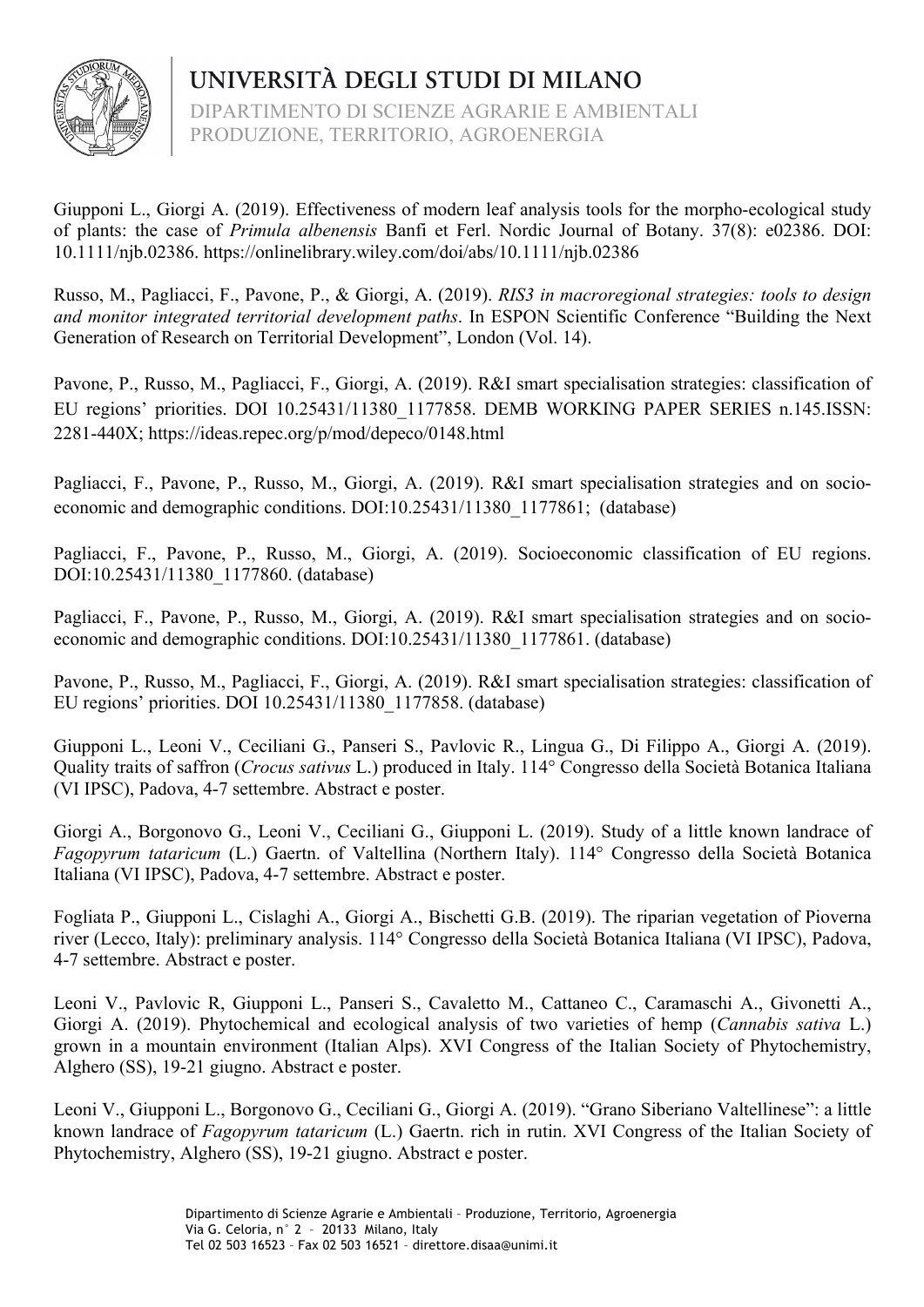Giupponi L., Giorgi A. (2019). Effectiveness of modern leaf analysis tools for the morpho-ecological study of plants: the case of *Primula albenensis* Banfi et Ferl. Nordic Journal of Botany. 37(8): e02386. DOI: 10.1111/njb.02386. https://onlinelibrary.wiley.com/doi/abs/10.1111/njb.02386

Russo, M., Pagliacci, F., Pavone, P., & Giorgi, A. (2019). *RIS3 in macroregional strategies: tools to design and monitor integrated territorial development paths*. In ESPON Scientific Conference "Building the Next Generation of Research on Territorial Development", London (Vol. 14).

Pavone, P., Russo, M., Pagliacci, F., Giorgi, A. (2019). R&I smart specialisation strategies: classification of EU regions' priorities. DOI 10.25431/11380_1177858. DEMB WORKING PAPER SERIES n.145.ISSN: 2281-440X; https://ideas.repec.org/p/mod/depeco/0148.html

Pagliacci, F., Pavone, P., Russo, M., Giorgi, A. (2019). R&I smart specialisation strategies and on socio-economic and demographic conditions. DOI:10.25431/11380_1177861; (database)

Pagliacci, F., Pavone, P., Russo, M., Giorgi, A. (2019). Socioeconomic classification of EU regions. DOI:10.25431/11380_1177860. (database)

Pagliacci, F., Pavone, P., Russo, M., Giorgi, A. (2019). R&I smart specialisation strategies and on socio-economic and demographic conditions. DOI:10.25431/11380_1177861. (database)

Pavone, P., Russo, M., Pagliacci, F., Giorgi, A. (2019). R&I smart specialisation strategies: classification of EU regions' priorities. DOI 10.25431/11380_1177858. (database)

Giupponi L., Leoni V., Ceciliani G., Panseri S., Pavlovic R., Lingua G., Di Filippo A., Giorgi A. (2019). Quality traits of saffron (*Crocus sativus* L.) produced in Italy. 114° Congresso della Società Botanica Italiana (VI IPSC), Padova, 4-7 settembre. Abstract e poster.

Giorgi A., Borgonovo G., Leoni V., Ceciliani G., Giupponi L. (2019). Study of a little known landrace of *Fagopyrum tataricum* (L.) Gaertn. of Valtellina (Northern Italy). 114° Congresso della Società Botanica Italiana (VI IPSC), Padova, 4-7 settembre. Abstract e poster.

Fogliata P., Giupponi L., Cislaghi A., Giorgi A., Bischetti G.B. (2019). The riparian vegetation of Pioverna river (Lecco, Italy): preliminary analysis. 114° Congresso della Società Botanica Italiana (VI IPSC), Padova, 4-7 settembre. Abstract e poster.

Leoni V., Pavlovic R, Giupponi L., Panseri S., Cavaletto M., Cattaneo C., Caramaschi A., Givonetti A., Giorgi A. (2019). Phytochemical and ecological analysis of two varieties of hemp (*Cannabis sativa* L.) grown in a mountain environment (Italian Alps). XVI Congress of the Italian Society of Phytochemistry, Alghero (SS), 19-21 giugno. Abstract e poster.

Leoni V., Giupponi L., Borgonovo G., Ceciliani G., Giorgi A. (2019). "Grano Siberiano Valtellinese": a little known landrace of *Fagopyrum tataricum* (L.) Gaertn. rich in rutin. XVI Congress of the Italian Society of Phytochemistry, Alghero (SS), 19-21 giugno. Abstract e poster.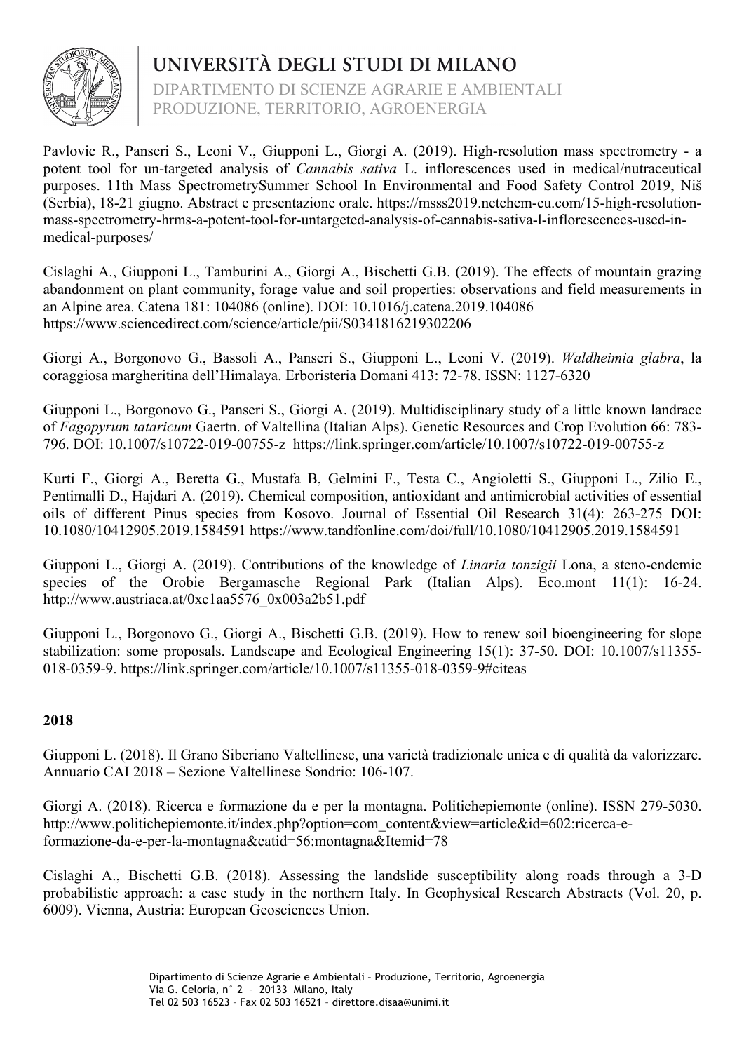Pavlovic R., Panseri S., Leoni V., Giupponi L., Giorgi A. (2019). High-resolution mass spectrometry - a potent tool for un-targeted analysis of *Cannabis sativa* L. inflorescences used in medical/nutraceutical purposes. 11th Mass SpectrometrySummer School In Environmental and Food Safety Control 2019, Niš (Serbia), 18-21 giugno. Abstract e presentazione orale. https://msss2019.netchem-eu.com/15-high-resolution-mass-spectrometry-hrms-a-potent-tool-for-untargeted-analysis-of-cannabis-sativa-l-inflorescences-used-in-medical-purposes/

Cislaghi A., Giupponi L., Tamburini A., Giorgi A., Bischetti G.B. (2019). The effects of mountain grazing abandonment on plant community, forage value and soil properties: observations and field measurements in an Alpine area. Catena 181: 104086 (online). DOI: 10.1016/j.catena.2019.104086 https://www.sciencedirect.com/science/article/pii/S0341816219302206

Giorgi A., Borgonovo G., Bassoli A., Panseri S., Giupponi L., Leoni V. (2019). *Waldheimia glabra*, la coraggiosa margheritina dell'Himalaya. Erboristeria Domani 413: 72-78. ISSN: 1127-6320

Giupponi L., Borgonovo G., Panseri S., Giorgi A. (2019). Multidisciplinary study of a little known landrace of *Fagopyrum tataricum* Gaertn. of Valtellina (Italian Alps). Genetic Resources and Crop Evolution 66: 783-796. DOI: 10.1007/s10722-019-00755-z https://link.springer.com/article/10.1007/s10722-019-00755-z

Kurti F., Giorgi A., Beretta G., Mustafa B, Gelmini F., Testa C., Angioletti S., Giupponi L., Zilio E., Pentimalli D., Hajdari A. (2019). Chemical composition, antioxidant and antimicrobial activities of essential oils of different Pinus species from Kosovo. Journal of Essential Oil Research 31(4): 263-275 DOI: 10.1080/10412905.2019.1584591 https://www.tandfonline.com/doi/full/10.1080/10412905.2019.1584591

Giupponi L., Giorgi A. (2019). Contributions of the knowledge of *Linaria tonzigii* Lona, a steno-endemic species of the Orobie Bergamasche Regional Park (Italian Alps). Eco.mont 11(1): 16-24. http://www.austriaca.at/0xc1aa5576_0x003a2b51.pdf

Giupponi L., Borgonovo G., Giorgi A., Bischetti G.B. (2019). How to renew soil bioengineering for slope stabilization: some proposals. Landscape and Ecological Engineering 15(1): 37-50. DOI: 10.1007/s11355-018-0359-9. https://link.springer.com/article/10.1007/s11355-018-0359-9#citeas

**2018**

Giupponi L. (2018). Il Grano Siberiano Valtellinese, una varietà tradizionale unica e di qualità da valorizzare. Annuario CAI 2018 – Sezione Valtellinese Sondrio: 106-107.

Giorgi A. (2018). Ricerca e formazione da e per la montagna. Politichepiemonte (online). ISSN 279-5030. http://www.politichepiemonte.it/index.php?option=com_content&view=article&id=602:ricerca-e-formazione-da-e-per-la-montagna&catid=56:montagna&Itemid=78

Cislaghi A., Bischetti G.B. (2018). Assessing the landslide susceptibility along roads through a 3-D probabilistic approach: a case study in the northern Italy. In Geophysical Research Abstracts (Vol. 20, p. 6009). Vienna, Austria: European Geosciences Union.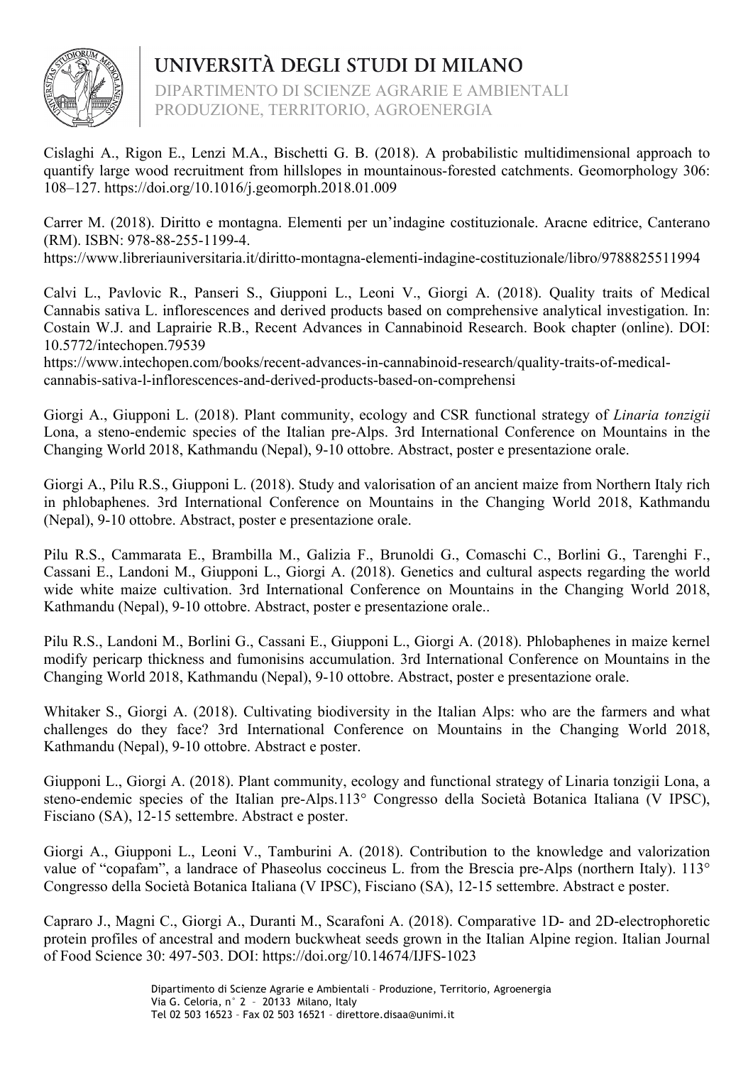Cislaghi A., Rigon E., Lenzi M.A., Bischetti G. B. (2018). A probabilistic multidimensional approach to quantify large wood recruitment from hillslopes in mountainous-forested catchments. Geomorphology 306: 108–127. https://doi.org/10.1016/j.geomorph.2018.01.009

Carrer M. (2018). Diritto e montagna. Elementi per un'indagine costituzionale. Aracne editrice, Canterano (RM). ISBN: 978-88-255-1199-4.
https://www.libreriauniversitaria.it/diritto-montagna-elementi-indagine-costituzionale/libro/9788825511994

Calvi L., Pavlovic R., Panseri S., Giupponi L., Leoni V., Giorgi A. (2018). Quality traits of Medical Cannabis sativa L. inflorescences and derived products based on comprehensive analytical investigation. In: Costain W.J. and Laprairie R.B., Recent Advances in Cannabinoid Research. Book chapter (online). DOI: 10.5772/intechopen.79539
https://www.intechopen.com/books/recent-advances-in-cannabinoid-research/quality-traits-of-medical-cannabis-sativa-l-inflorescences-and-derived-products-based-on-comprehensi

Giorgi A., Giupponi L. (2018). Plant community, ecology and CSR functional strategy of *Linaria tonzigii* Lona, a steno-endemic species of the Italian pre-Alps. 3rd International Conference on Mountains in the Changing World 2018, Kathmandu (Nepal), 9-10 ottobre. Abstract, poster e presentazione orale.

Giorgi A., Pilu R.S., Giupponi L. (2018). Study and valorisation of an ancient maize from Northern Italy rich in phlobaphenes. 3rd International Conference on Mountains in the Changing World 2018, Kathmandu (Nepal), 9-10 ottobre. Abstract, poster e presentazione orale.

Pilu R.S., Cammarata E., Brambilla M., Galizia F., Brunoldi G., Comaschi C., Borlini G., Tarenghi F., Cassani E., Landoni M., Giupponi L., Giorgi A. (2018). Genetics and cultural aspects regarding the world wide white maize cultivation. 3rd International Conference on Mountains in the Changing World 2018, Kathmandu (Nepal), 9-10 ottobre. Abstract, poster e presentazione orale..

Pilu R.S., Landoni M., Borlini G., Cassani E., Giupponi L., Giorgi A. (2018). Phlobaphenes in maize kernel modify pericarp thickness and fumonisins accumulation. 3rd International Conference on Mountains in the Changing World 2018, Kathmandu (Nepal), 9-10 ottobre. Abstract, poster e presentazione orale.

Whitaker S., Giorgi A. (2018). Cultivating biodiversity in the Italian Alps: who are the farmers and what challenges do they face? 3rd International Conference on Mountains in the Changing World 2018, Kathmandu (Nepal), 9-10 ottobre. Abstract e poster.

Giupponi L., Giorgi A. (2018). Plant community, ecology and functional strategy of Linaria tonzigii Lona, a steno-endemic species of the Italian pre-Alps.113° Congresso della Società Botanica Italiana (V IPSC), Fisciano (SA), 12-15 settembre. Abstract e poster.

Giorgi A., Giupponi L., Leoni V., Tamburini A. (2018). Contribution to the knowledge and valorization value of "copafam", a landrace of Phaseolus coccineus L. from the Brescia pre-Alps (northern Italy). 113° Congresso della Società Botanica Italiana (V IPSC), Fisciano (SA), 12-15 settembre. Abstract e poster.

Capraro J., Magni C., Giorgi A., Duranti M., Scarafoni A. (2018). Comparative 1D- and 2D-electrophoretic protein profiles of ancestral and modern buckwheat seeds grown in the Italian Alpine region. Italian Journal of Food Science 30: 497-503. DOI: https://doi.org/10.14674/IJFS-1023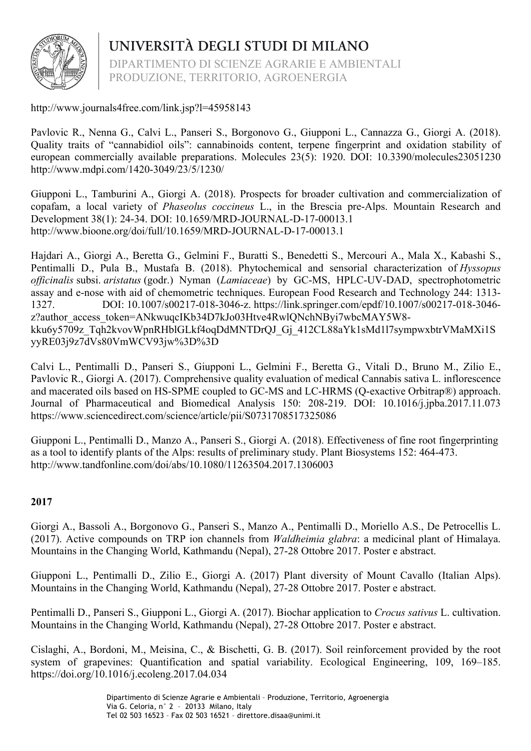http://www.journals4free.com/link.jsp?l=45958143

Pavlovic R., Nenna G., Calvi L., Panseri S., Borgonovo G., Giupponi L., Cannazza G., Giorgi A. (2018). Quality traits of "cannabidiol oils": cannabinoids content, terpene fingerprint and oxidation stability of european commercially available preparations. Molecules 23(5): 1920. DOI: 10.3390/molecules23051230 http://www.mdpi.com/1420-3049/23/5/1230/

Giupponi L., Tamburini A., Giorgi A. (2018). Prospects for broader cultivation and commercialization of copafam, a local variety of *Phaseolus coccineus* L., in the Brescia pre-Alps. Mountain Research and Development 38(1): 24-34. DOI: 10.1659/MRD-JOURNAL-D-17-00013.1 http://www.bioone.org/doi/full/10.1659/MRD-JOURNAL-D-17-00013.1

Hajdari A., Giorgi A., Beretta G., Gelmini F., Buratti S., Benedetti S., Mercouri A., Mala X., Kabashi S., Pentimalli D., Pula B., Mustafa B. (2018). Phytochemical and sensorial characterization of *Hyssopus officinalis* subsi. *aristatus* (godr.) Nyman (*Lamiaceae*) by GC-MS, HPLC-UV-DAD, spectrophotometric assay and e-nose with aid of chemometric techniques. European Food Research and Technology 244: 1313-1327. DOI: 10.1007/s00217-018-3046-z. https://link.springer.com/epdf/10.1007/s00217-018-3046-z?author_access_token=ANkwuqcIKb34D7kJo03Htve4RwlQNchNByi7wbcMAY5W8-kku6y5709z_Tqh2kvovWpnRHblGLkf4oqDdMNTDrQJ_Gj_412CL88aYk1sMd1l7sympwxbtrVMaMXi1SyyRE03j9z7dVs80VmWCV93jw%3D%3D

Calvi L., Pentimalli D., Panseri S., Giupponi L., Gelmini F., Beretta G., Vitali D., Bruno M., Zilio E., Pavlovic R., Giorgi A. (2017). Comprehensive quality evaluation of medical Cannabis sativa L. inflorescence and macerated oils based on HS-SPME coupled to GC-MS and LC-HRMS (Q-exactive Orbitrap®) approach. Journal of Pharmaceutical and Biomedical Analysis 150: 208-219. DOI: 10.1016/j.jpba.2017.11.073 https://www.sciencedirect.com/science/article/pii/S0731708517325086

Giupponi L., Pentimalli D., Manzo A., Panseri S., Giorgi A. (2018). Effectiveness of fine root fingerprinting as a tool to identify plants of the Alps: results of preliminary study. Plant Biosystems 152: 464-473. http://www.tandfonline.com/doi/abs/10.1080/11263504.2017.1306003

**2017**

Giorgi A., Bassoli A., Borgonovo G., Panseri S., Manzo A., Pentimalli D., Moriello A.S., De Petrocellis L. (2017). Active compounds on TRP ion channels from *Waldheimia glabra*: a medicinal plant of Himalaya. Mountains in the Changing World, Kathmandu (Nepal), 27-28 Ottobre 2017. Poster e abstract.

Giupponi L., Pentimalli D., Zilio E., Giorgi A. (2017) Plant diversity of Mount Cavallo (Italian Alps). Mountains in the Changing World, Kathmandu (Nepal), 27-28 Ottobre 2017. Poster e abstract.

Pentimalli D., Panseri S., Giupponi L., Giorgi A. (2017). Biochar application to *Crocus sativus* L. cultivation. Mountains in the Changing World, Kathmandu (Nepal), 27-28 Ottobre 2017. Poster e abstract.

Cislaghi, A., Bordoni, M., Meisina, C., & Bischetti, G. B. (2017). Soil reinforcement provided by the root system of grapevines: Quantification and spatial variability. Ecological Engineering, 109, 169–185. https://doi.org/10.1016/j.ecoleng.2017.04.034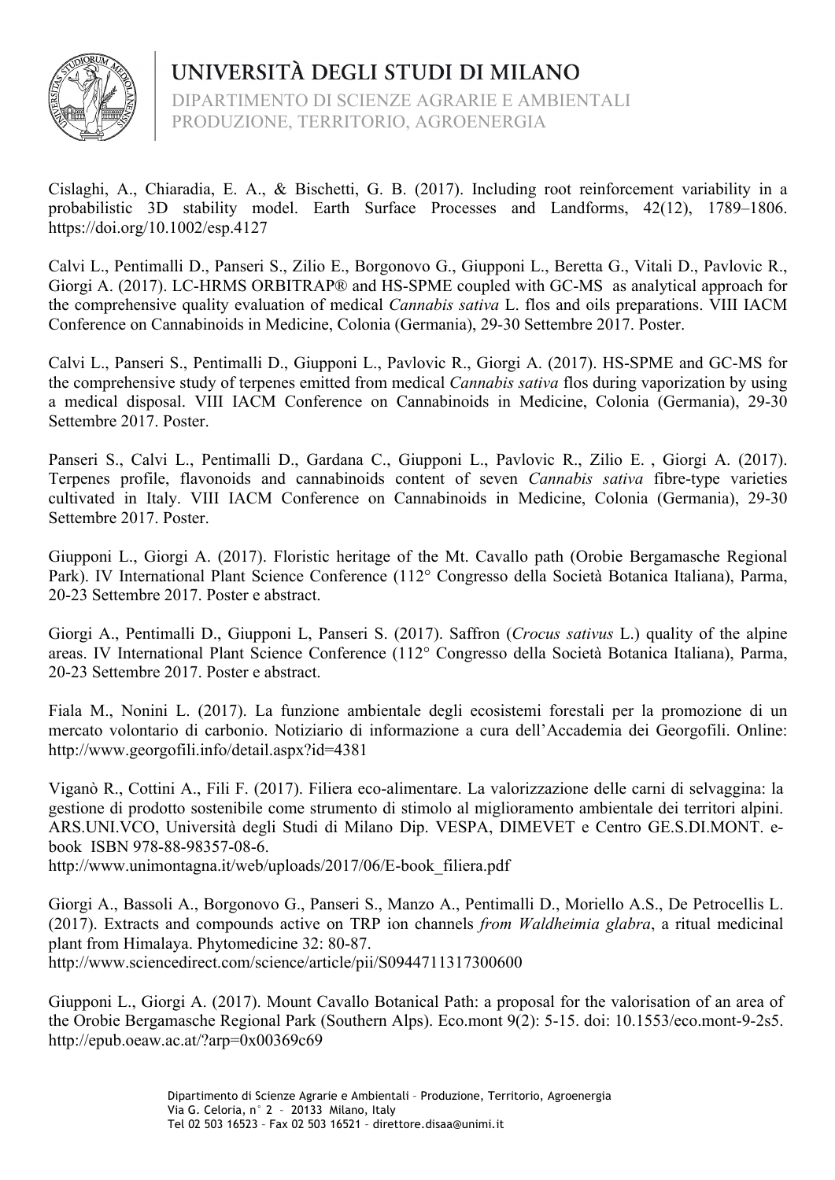Cislaghi, A., Chiaradia, E. A., & Bischetti, G. B. (2017). Including root reinforcement variability in a probabilistic 3D stability model. Earth Surface Processes and Landforms, 42(12), 1789–1806. https://doi.org/10.1002/esp.4127

Calvi L., Pentimalli D., Panseri S., Zilio E., Borgonovo G., Giupponi L., Beretta G., Vitali D., Pavlovic R., Giorgi A. (2017). LC-HRMS ORBITRAP® and HS-SPME coupled with GC-MS as analytical approach for the comprehensive quality evaluation of medical *Cannabis sativa* L. flos and oils preparations. VIII IACM Conference on Cannabinoids in Medicine, Colonia (Germania), 29-30 Settembre 2017. Poster.

Calvi L., Panseri S., Pentimalli D., Giupponi L., Pavlovic R., Giorgi A. (2017). HS-SPME and GC-MS for the comprehensive study of terpenes emitted from medical *Cannabis sativa* flos during vaporization by using a medical disposal. VIII IACM Conference on Cannabinoids in Medicine, Colonia (Germania), 29-30 Settembre 2017. Poster.

Panseri S., Calvi L., Pentimalli D., Gardana C., Giupponi L., Pavlovic R., Zilio E. , Giorgi A. (2017). Terpenes profile, flavonoids and cannabinoids content of seven *Cannabis sativa* fibre-type varieties cultivated in Italy. VIII IACM Conference on Cannabinoids in Medicine, Colonia (Germania), 29-30 Settembre 2017. Poster.

Giupponi L., Giorgi A. (2017). Floristic heritage of the Mt. Cavallo path (Orobie Bergamasche Regional Park). IV International Plant Science Conference (112° Congresso della Società Botanica Italiana), Parma, 20-23 Settembre 2017. Poster e abstract.

Giorgi A., Pentimalli D., Giupponi L, Panseri S. (2017). Saffron (*Crocus sativus* L.) quality of the alpine areas. IV International Plant Science Conference (112° Congresso della Società Botanica Italiana), Parma, 20-23 Settembre 2017. Poster e abstract.

Fiala M., Nonini L. (2017). La funzione ambientale degli ecosistemi forestali per la promozione di un mercato volontario di carbonio. Notiziario di informazione a cura dell'Accademia dei Georgofili. Online: http://www.georgofili.info/detail.aspx?id=4381

Viganò R., Cottini A., Fili F. (2017). Filiera eco-alimentare. La valorizzazione delle carni di selvaggina: la gestione di prodotto sostenibile come strumento di stimolo al miglioramento ambientale dei territori alpini. ARS.UNI.VCO, Università degli Studi di Milano Dip. VESPA, DIMEVET e Centro GE.S.DI.MONT. e-book ISBN 978-88-98357-08-6.
http://www.unimontagna.it/web/uploads/2017/06/E-book_filiera.pdf

Giorgi A., Bassoli A., Borgonovo G., Panseri S., Manzo A., Pentimalli D., Moriello A.S., De Petrocellis L. (2017). Extracts and compounds active on TRP ion channels *from Waldheimia glabra*, a ritual medicinal plant from Himalaya. Phytomedicine 32: 80-87.
http://www.sciencedirect.com/science/article/pii/S0944711317300600

Giupponi L., Giorgi A. (2017). Mount Cavallo Botanical Path: a proposal for the valorisation of an area of the Orobie Bergamasche Regional Park (Southern Alps). Eco.mont 9(2): 5-15. doi: 10.1553/eco.mont-9-2s5. http://epub.oeaw.ac.at/?arp=0x00369c69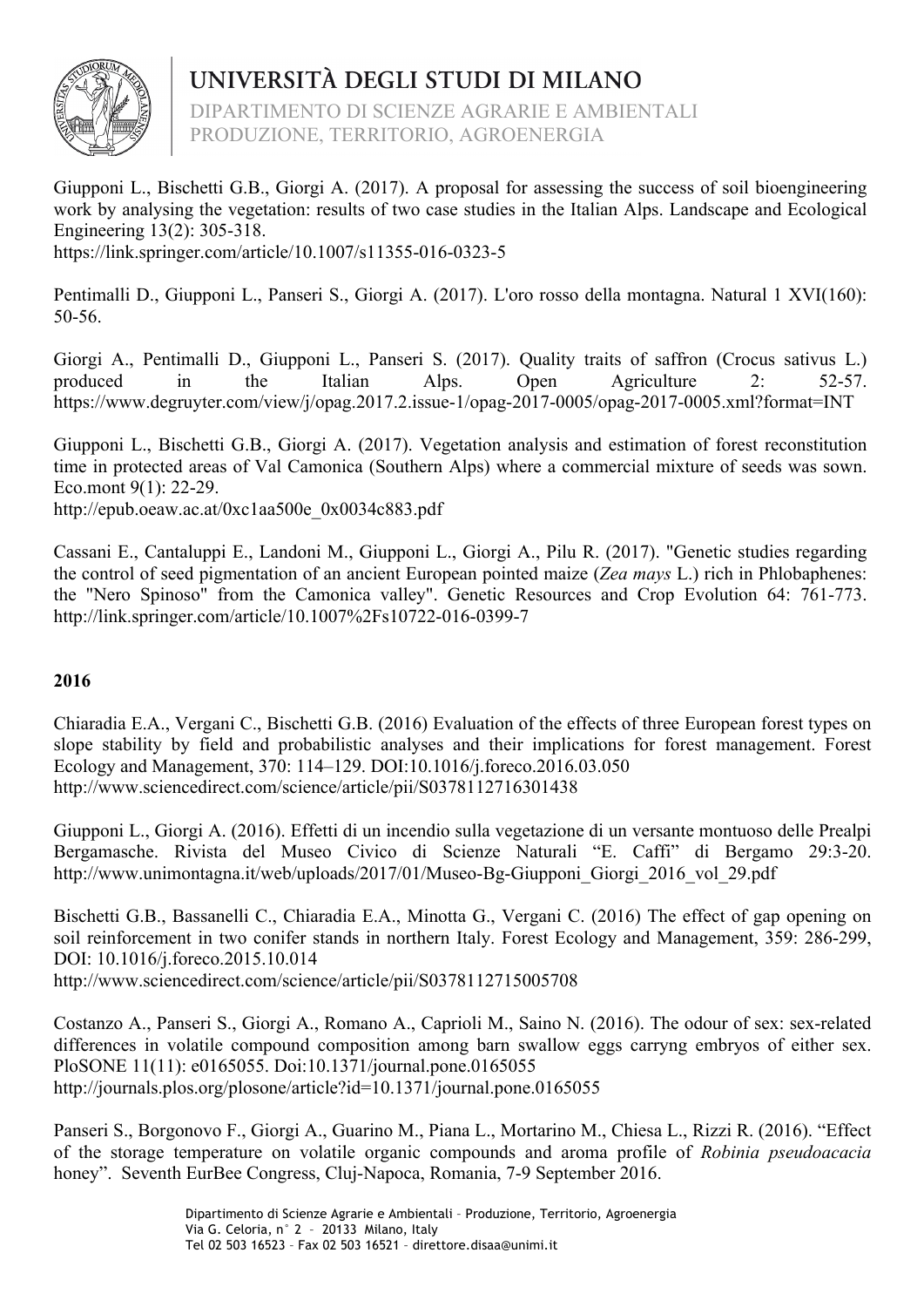Giupponi L., Bischetti G.B., Giorgi A. (2017). A proposal for assessing the success of soil bioengineering work by analysing the vegetation: results of two case studies in the Italian Alps. Landscape and Ecological Engineering 13(2): 305-318.
https://link.springer.com/article/10.1007/s11355-016-0323-5

Pentimalli D., Giupponi L., Panseri S., Giorgi A. (2017). L'oro rosso della montagna. Natural 1 XVI(160): 50-56.

Giorgi A., Pentimalli D., Giupponi L., Panseri S. (2017). Quality traits of saffron (Crocus sativus L.) produced in the Italian Alps. Open Agriculture 2: 52-57. https://www.degruyter.com/view/j/opag.2017.2.issue-1/opag-2017-0005/opag-2017-0005.xml?format=INT

Giupponi L., Bischetti G.B., Giorgi A. (2017). Vegetation analysis and estimation of forest reconstitution time in protected areas of Val Camonica (Southern Alps) where a commercial mixture of seeds was sown. Eco.mont 9(1): 22-29.
http://epub.oeaw.ac.at/0xc1aa500e_0x0034c883.pdf

Cassani E., Cantaluppi E., Landoni M., Giupponi L., Giorgi A., Pilu R. (2017). "Genetic studies regarding the control of seed pigmentation of an ancient European pointed maize (*Zea mays* L.) rich in Phlobaphenes: the "Nero Spinoso" from the Camonica valley". Genetic Resources and Crop Evolution 64: 761-773. http://link.springer.com/article/10.1007%2Fs10722-016-0399-7

**2016**

Chiaradia E.A., Vergani C., Bischetti G.B. (2016) Evaluation of the effects of three European forest types on slope stability by field and probabilistic analyses and their implications for forest management. Forest Ecology and Management, 370: 114–129. DOI:10.1016/j.foreco.2016.03.050
http://www.sciencedirect.com/science/article/pii/S0378112716301438

Giupponi L., Giorgi A. (2016). Effetti di un incendio sulla vegetazione di un versante montuoso delle Prealpi Bergamasche. Rivista del Museo Civico di Scienze Naturali "E. Caffi" di Bergamo 29:3-20. http://www.unimontagna.it/web/uploads/2017/01/Museo-Bg-Giupponi_Giorgi_2016_vol_29.pdf

Bischetti G.B., Bassanelli C., Chiaradia E.A., Minotta G., Vergani C. (2016) The effect of gap opening on soil reinforcement in two conifer stands in northern Italy. Forest Ecology and Management, 359: 286-299, DOI: 10.1016/j.foreco.2015.10.014
http://www.sciencedirect.com/science/article/pii/S0378112715005708

Costanzo A., Panseri S., Giorgi A., Romano A., Caprioli M., Saino N. (2016). The odour of sex: sex-related differences in volatile compound composition among barn swallow eggs carryng embryos of either sex. PloSONE 11(11): e0165055. Doi:10.1371/journal.pone.0165055
http://journals.plos.org/plosone/article?id=10.1371/journal.pone.0165055

Panseri S., Borgonovo F., Giorgi A., Guarino M., Piana L., Mortarino M., Chiesa L., Rizzi R. (2016). "Effect of the storage temperature on volatile organic compounds and aroma profile of *Robinia pseudoacacia* honey". Seventh EurBee Congress, Cluj-Napoca, Romania, 7-9 September 2016.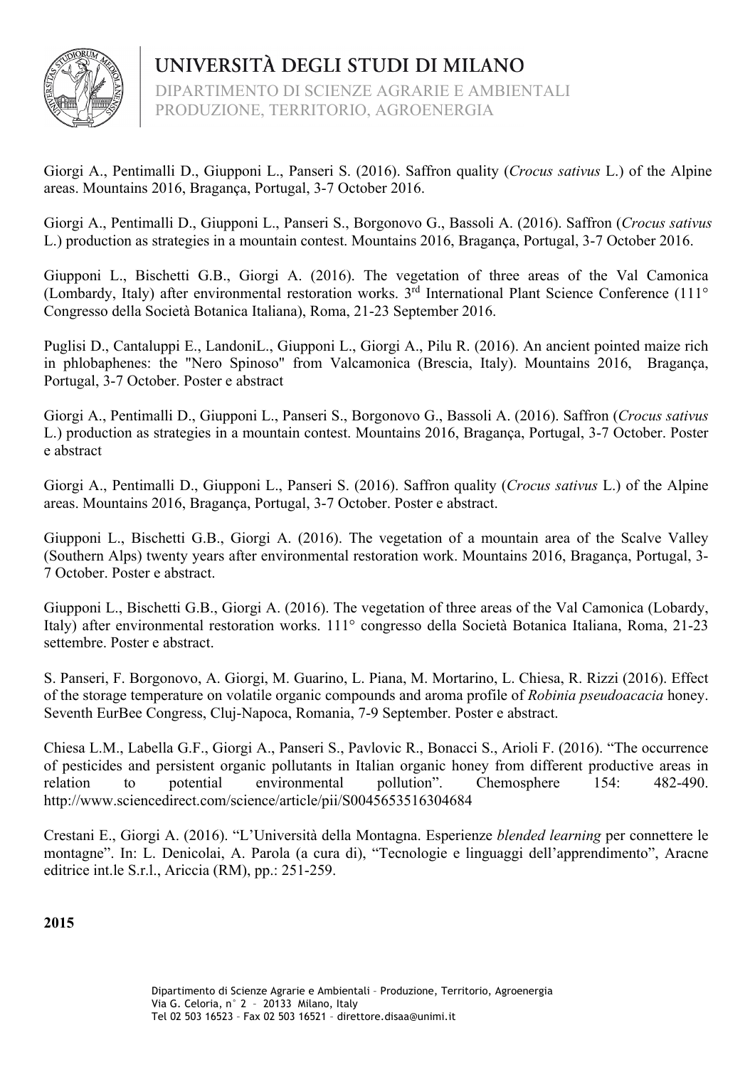Giorgi A., Pentimalli D., Giupponi L., Panseri S. (2016). Saffron quality (*Crocus sativus* L.) of the Alpine areas. Mountains 2016, Bragança, Portugal, 3-7 October 2016.

Giorgi A., Pentimalli D., Giupponi L., Panseri S., Borgonovo G., Bassoli A. (2016). Saffron (*Crocus sativus* L.) production as strategies in a mountain contest. Mountains 2016, Bragança, Portugal, 3-7 October 2016.

Giupponi L., Bischetti G.B., Giorgi A. (2016). The vegetation of three areas of the Val Camonica (Lombardy, Italy) after environmental restoration works. 3rd International Plant Science Conference (111° Congresso della Società Botanica Italiana), Roma, 21-23 September 2016.

Puglisi D., Cantaluppi E., LandoniL., Giupponi L., Giorgi A., Pilu R. (2016). An ancient pointed maize rich in phlobaphenes: the "Nero Spinoso" from Valcamonica (Brescia, Italy). Mountains 2016, Bragança, Portugal, 3-7 October. Poster e abstract

Giorgi A., Pentimalli D., Giupponi L., Panseri S., Borgonovo G., Bassoli A. (2016). Saffron (*Crocus sativus* L.) production as strategies in a mountain contest. Mountains 2016, Bragança, Portugal, 3-7 October. Poster e abstract

Giorgi A., Pentimalli D., Giupponi L., Panseri S. (2016). Saffron quality (*Crocus sativus* L.) of the Alpine areas. Mountains 2016, Bragança, Portugal, 3-7 October. Poster e abstract.

Giupponi L., Bischetti G.B., Giorgi A. (2016). The vegetation of a mountain area of the Scalve Valley (Southern Alps) twenty years after environmental restoration work. Mountains 2016, Bragança, Portugal, 3-7 October. Poster e abstract.

Giupponi L., Bischetti G.B., Giorgi A. (2016). The vegetation of three areas of the Val Camonica (Lobardy, Italy) after environmental restoration works. 111° congresso della Società Botanica Italiana, Roma, 21-23 settembre. Poster e abstract.

S. Panseri, F. Borgonovo, A. Giorgi, M. Guarino, L. Piana, M. Mortarino, L. Chiesa, R. Rizzi (2016). Effect of the storage temperature on volatile organic compounds and aroma profile of *Robinia pseudoacacia* honey. Seventh EurBee Congress, Cluj-Napoca, Romania, 7-9 September. Poster e abstract.

Chiesa L.M., Labella G.F., Giorgi A., Panseri S., Pavlovic R., Bonacci S., Arioli F. (2016). "The occurrence of pesticides and persistent organic pollutants in Italian organic honey from different productive areas in relation to potential environmental pollution". Chemosphere 154: 482-490. http://www.sciencedirect.com/science/article/pii/S0045653516304684

Crestani E., Giorgi A. (2016). "L'Università della Montagna. Esperienze *blended learning* per connettere le montagne". In: L. Denicolai, A. Parola (a cura di), "Tecnologie e linguaggi dell'apprendimento", Aracne editrice int.le S.r.l., Ariccia (RM), pp.: 251-259.

**2015**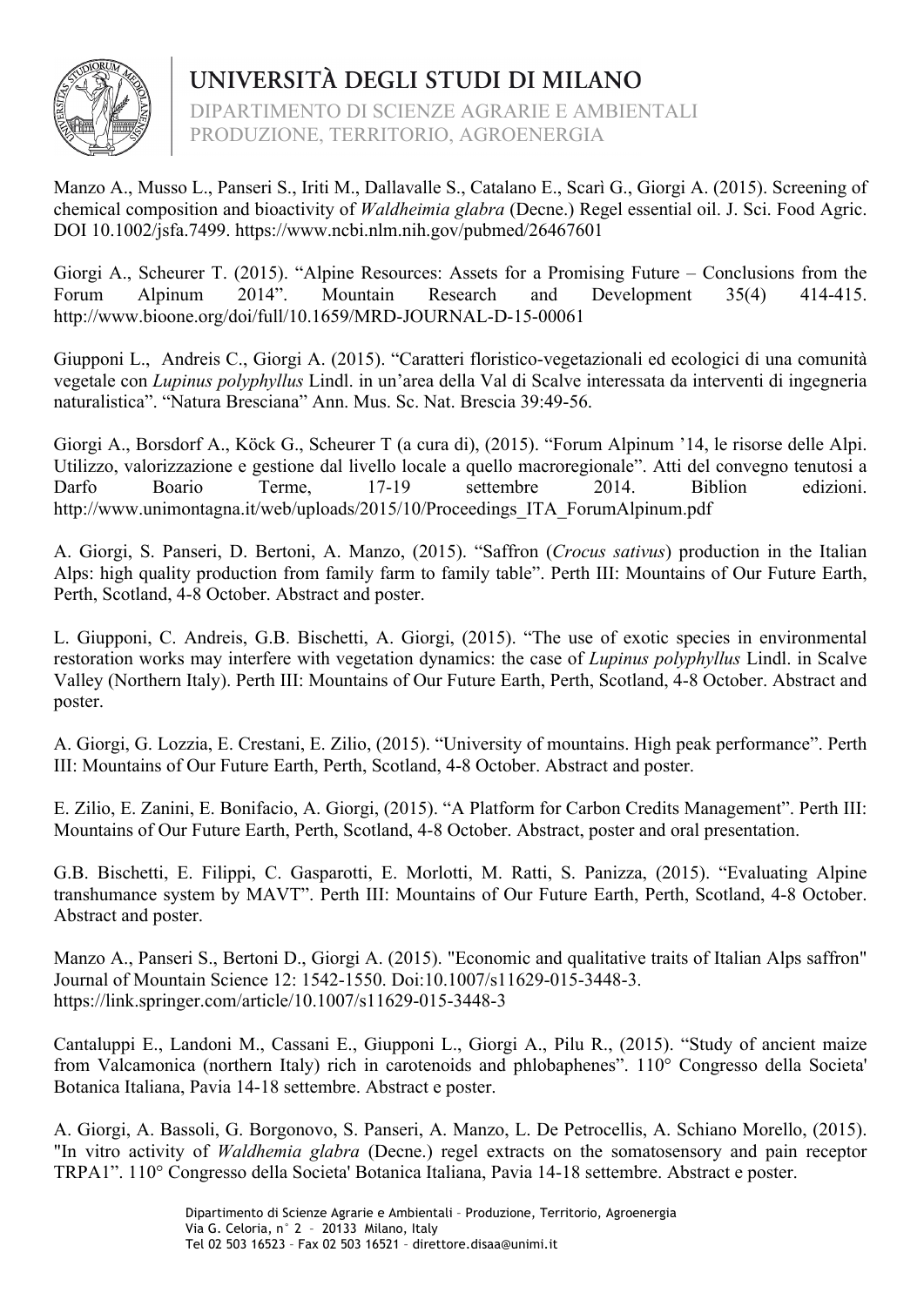Manzo A., Musso L., Panseri S., Iriti M., Dallavalle S., Catalano E., Scarì G., Giorgi A. (2015). Screening of chemical composition and bioactivity of *Waldheimia glabra* (Decne.) Regel essential oil. J. Sci. Food Agric. DOI 10.1002/jsfa.7499. https://www.ncbi.nlm.nih.gov/pubmed/26467601

Giorgi A., Scheurer T. (2015). "Alpine Resources: Assets for a Promising Future – Conclusions from the Forum Alpinum 2014". Mountain Research and Development 35(4) 414-415. http://www.bioone.org/doi/full/10.1659/MRD-JOURNAL-D-15-00061

Giupponi L., Andreis C., Giorgi A. (2015). "Caratteri floristico-vegetazionali ed ecologici di una comunità vegetale con *Lupinus polyphyllus* Lindl. in un'area della Val di Scalve interessata da interventi di ingegneria naturalistica". "Natura Bresciana" Ann. Mus. Sc. Nat. Brescia 39:49-56.

Giorgi A., Borsdorf A., Köck G., Scheurer T (a cura di), (2015). "Forum Alpinum '14, le risorse delle Alpi. Utilizzo, valorizzazione e gestione dal livello locale a quello macroregionale". Atti del convegno tenutosi a Darfo Boario Terme, 17-19 settembre 2014. Biblion edizioni. http://www.unimontagna.it/web/uploads/2015/10/Proceedings_ITA_ForumAlpinum.pdf

A. Giorgi, S. Panseri, D. Bertoni, A. Manzo, (2015). "Saffron (*Crocus sativus*) production in the Italian Alps: high quality production from family farm to family table". Perth III: Mountains of Our Future Earth, Perth, Scotland, 4-8 October. Abstract and poster.

L. Giupponi, C. Andreis, G.B. Bischetti, A. Giorgi, (2015). "The use of exotic species in environmental restoration works may interfere with vegetation dynamics: the case of *Lupinus polyphyllus* Lindl. in Scalve Valley (Northern Italy). Perth III: Mountains of Our Future Earth, Perth, Scotland, 4-8 October. Abstract and poster.

A. Giorgi, G. Lozzia, E. Crestani, E. Zilio, (2015). "University of mountains. High peak performance". Perth III: Mountains of Our Future Earth, Perth, Scotland, 4-8 October. Abstract and poster.

E. Zilio, E. Zanini, E. Bonifacio, A. Giorgi, (2015). "A Platform for Carbon Credits Management". Perth III: Mountains of Our Future Earth, Perth, Scotland, 4-8 October. Abstract, poster and oral presentation.

G.B. Bischetti, E. Filippi, C. Gasparotti, E. Morlotti, M. Ratti, S. Panizza, (2015). "Evaluating Alpine transhumance system by MAVT". Perth III: Mountains of Our Future Earth, Perth, Scotland, 4-8 October. Abstract and poster.

Manzo A., Panseri S., Bertoni D., Giorgi A. (2015). "Economic and qualitative traits of Italian Alps saffron" Journal of Mountain Science 12: 1542-1550. Doi:10.1007/s11629-015-3448-3. https://link.springer.com/article/10.1007/s11629-015-3448-3

Cantaluppi E., Landoni M., Cassani E., Giupponi L., Giorgi A., Pilu R., (2015). "Study of ancient maize from Valcamonica (northern Italy) rich in carotenoids and phlobaphenes". 110° Congresso della Societa' Botanica Italiana, Pavia 14-18 settembre. Abstract e poster.

A. Giorgi, A. Bassoli, G. Borgonovo, S. Panseri, A. Manzo, L. De Petrocellis, A. Schiano Morello, (2015). "In vitro activity of *Waldhemia glabra* (Decne.) regel extracts on the somatosensory and pain receptor TRPA1". 110° Congresso della Societa' Botanica Italiana, Pavia 14-18 settembre. Abstract e poster.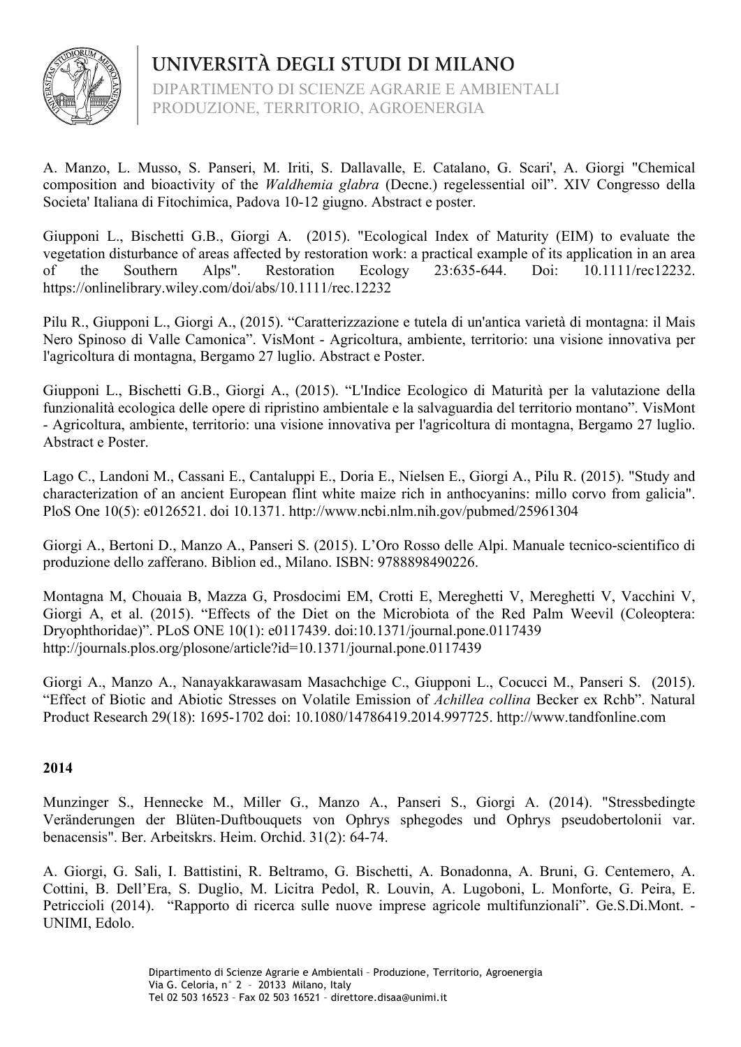A. Manzo, L. Musso, S. Panseri, M. Iriti, S. Dallavalle, E. Catalano, G. Scari', A. Giorgi "Chemical composition and bioactivity of the *Waldhemia glabra* (Decne.) regelessential oil". XIV Congresso della Societa' Italiana di Fitochimica, Padova 10-12 giugno. Abstract e poster.

Giupponi L., Bischetti G.B., Giorgi A. (2015). "Ecological Index of Maturity (EIM) to evaluate the vegetation disturbance of areas affected by restoration work: a practical example of its application in an area of the Southern Alps". Restoration Ecology 23:635-644. Doi: 10.1111/rec12232. https://onlinelibrary.wiley.com/doi/abs/10.1111/rec.12232

Pilu R., Giupponi L., Giorgi A., (2015). "Caratterizzazione e tutela di un'antica varietà di montagna: il Mais Nero Spinoso di Valle Camonica". VisMont - Agricoltura, ambiente, territorio: una visione innovativa per l'agricoltura di montagna, Bergamo 27 luglio. Abstract e Poster.

Giupponi L., Bischetti G.B., Giorgi A., (2015). "L'Indice Ecologico di Maturità per la valutazione della funzionalità ecologica delle opere di ripristino ambientale e la salvaguardia del territorio montano". VisMont - Agricoltura, ambiente, territorio: una visione innovativa per l'agricoltura di montagna, Bergamo 27 luglio. Abstract e Poster.

Lago C., Landoni M., Cassani E., Cantaluppi E., Doria E., Nielsen E., Giorgi A., Pilu R. (2015). "Study and characterization of an ancient European flint white maize rich in anthocyanins: millo corvo from galicia". PloS One 10(5): e0126521. doi 10.1371. http://www.ncbi.nlm.nih.gov/pubmed/25961304

Giorgi A., Bertoni D., Manzo A., Panseri S. (2015). L'Oro Rosso delle Alpi. Manuale tecnico-scientifico di produzione dello zafferano. Biblion ed., Milano. ISBN: 9788898490226.

Montagna M, Chouaia B, Mazza G, Prosdocimi EM, Crotti E, Mereghetti V, Mereghetti V, Vacchini V, Giorgi A, et al. (2015). "Effects of the Diet on the Microbiota of the Red Palm Weevil (Coleoptera: Dryophthoridae)". PLoS ONE 10(1): e0117439. doi:10.1371/journal.pone.0117439 http://journals.plos.org/plosone/article?id=10.1371/journal.pone.0117439

Giorgi A., Manzo A., Nanayakkarawasam Masachchige C., Giupponi L., Cocucci M., Panseri S. (2015). "Effect of Biotic and Abiotic Stresses on Volatile Emission of *Achillea collina* Becker ex Rchb". Natural Product Research 29(18): 1695-1702 doi: 10.1080/14786419.2014.997725. http://www.tandfonline.com

**2014**

Munzinger S., Hennecke M., Miller G., Manzo A., Panseri S., Giorgi A. (2014). "Stressbedingte Veränderungen der Blüten-Duftbouquets von Ophrys sphegodes und Ophrys pseudobertolonii var. benacensis". Ber. Arbeitskrs. Heim. Orchid. 31(2): 64-74.

A. Giorgi, G. Sali, I. Battistini, R. Beltramo, G. Bischetti, A. Bonadonna, A. Bruni, G. Centemero, A. Cottini, B. Dell'Era, S. Duglio, M. Licitra Pedol, R. Louvin, A. Lugoboni, L. Monforte, G. Peira, E. Petriccioli (2014). "Rapporto di ricerca sulle nuove imprese agricole multifunzionali". Ge.S.Di.Mont. - UNIMI, Edolo.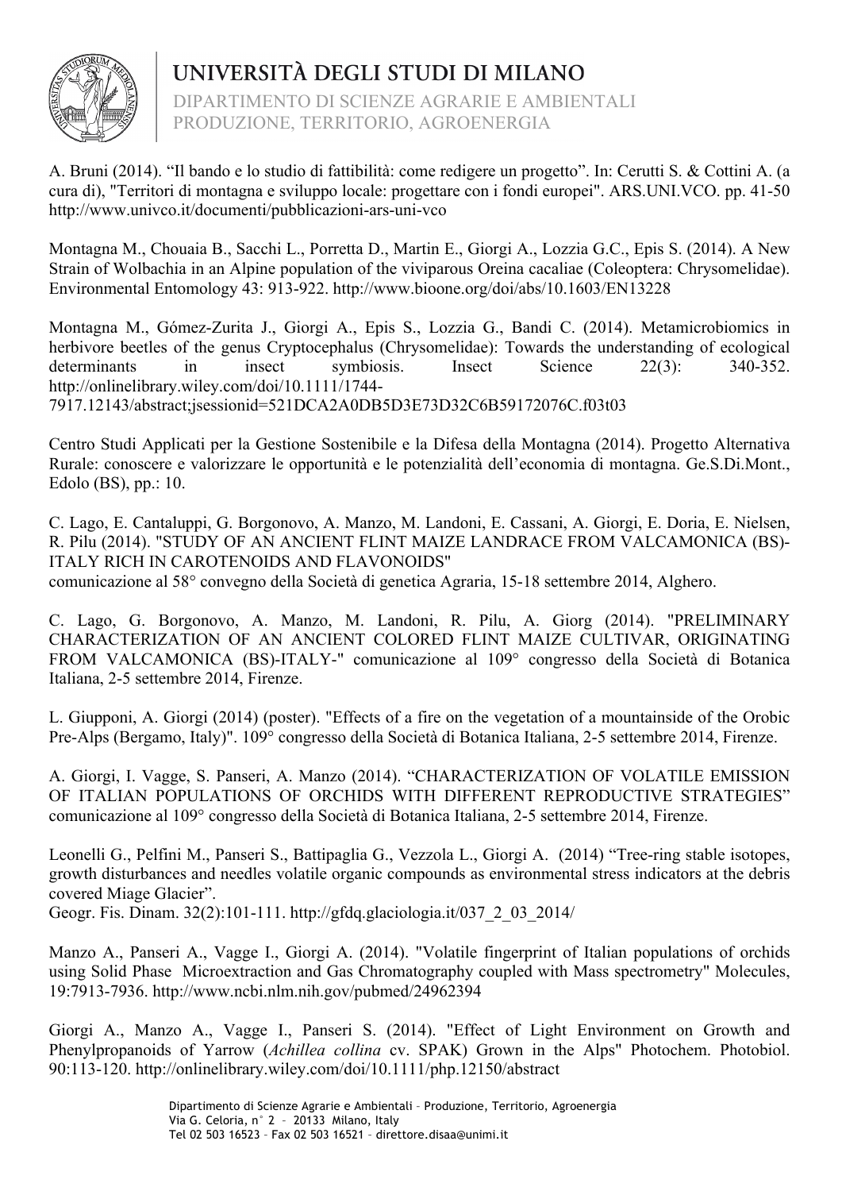A. Bruni (2014). “Il bando e lo studio di fattibilità: come redigere un progetto”. In: Cerutti S. & Cottini A. (a cura di), "Territori di montagna e sviluppo locale: progettare con i fondi europei". ARS.UNI.VCO. pp. 41-50 http://www.univco.it/documenti/pubblicazioni-ars-uni-vco

Montagna M., Chouaia B., Sacchi L., Porretta D., Martin E., Giorgi A., Lozzia G.C., Epis S. (2014). A New Strain of Wolbachia in an Alpine population of the viviparous Oreina cacaliae (Coleoptera: Chrysomelidae). Environmental Entomology 43: 913-922. http://www.bioone.org/doi/abs/10.1603/EN13228

Montagna M., Gómez-Zurita J., Giorgi A., Epis S., Lozzia G., Bandi C. (2014). Metamicrobiomics in herbivore beetles of the genus Cryptocephalus (Chrysomelidae): Towards the understanding of ecological determinants in insect symbiosis. Insect Science 22(3): 340-352. http://onlinelibrary.wiley.com/doi/10.1111/1744-7917.12143/abstract;jsessionid=521DCA2A0DB5D3E73D32C6B59172076C.f03t03

Centro Studi Applicati per la Gestione Sostenibile e la Difesa della Montagna (2014). Progetto Alternativa Rurale: conoscere e valorizzare le opportunità e le potenzialità dell’economia di montagna. Ge.S.Di.Mont., Edolo (BS), pp.: 10.

C. Lago, E. Cantaluppi, G. Borgonovo, A. Manzo, M. Landoni, E. Cassani, A. Giorgi, E. Doria, E. Nielsen, R. Pilu (2014). "STUDY OF AN ANCIENT FLINT MAIZE LANDRACE FROM VALCAMONICA (BS)-ITALY RICH IN CAROTENOIDS AND FLAVONOIDS"
comunicazione al 58° convegno della Società di genetica Agraria, 15-18 settembre 2014, Alghero.

C. Lago, G. Borgonovo, A. Manzo, M. Landoni, R. Pilu, A. Giorg (2014). "PRELIMINARY CHARACTERIZATION OF AN ANCIENT COLORED FLINT MAIZE CULTIVAR, ORIGINATING FROM VALCAMONICA (BS)-ITALY-" comunicazione al 109° congresso della Società di Botanica Italiana, 2-5 settembre 2014, Firenze.

L. Giupponi, A. Giorgi (2014) (poster). "Effects of a fire on the vegetation of a mountainside of the Orobic Pre-Alps (Bergamo, Italy)". 109° congresso della Società di Botanica Italiana, 2-5 settembre 2014, Firenze.

A. Giorgi, I. Vagge, S. Panseri, A. Manzo (2014). “CHARACTERIZATION OF VOLATILE EMISSION OF ITALIAN POPULATIONS OF ORCHIDS WITH DIFFERENT REPRODUCTIVE STRATEGIES” comunicazione al 109° congresso della Società di Botanica Italiana, 2-5 settembre 2014, Firenze.

Leonelli G., Pelfini M., Panseri S., Battipaglia G., Vezzola L., Giorgi A. (2014) “Tree-ring stable isotopes, growth disturbances and needles volatile organic compounds as environmental stress indicators at the debris covered Miage Glacier”.
Geogr. Fis. Dinam. 32(2):101-111. http://gfdq.glaciologia.it/037_2_03_2014/

Manzo A., Panseri A., Vagge I., Giorgi A. (2014). "Volatile fingerprint of Italian populations of orchids using Solid Phase Microextraction and Gas Chromatography coupled with Mass spectrometry" Molecules, 19:7913-7936. http://www.ncbi.nlm.nih.gov/pubmed/24962394

Giorgi A., Manzo A., Vagge I., Panseri S. (2014). "Effect of Light Environment on Growth and Phenylpropanoids of Yarrow (*Achillea collina* cv. SPAK) Grown in the Alps" Photochem. Photobiol. 90:113-120. http://onlinelibrary.wiley.com/doi/10.1111/php.12150/abstract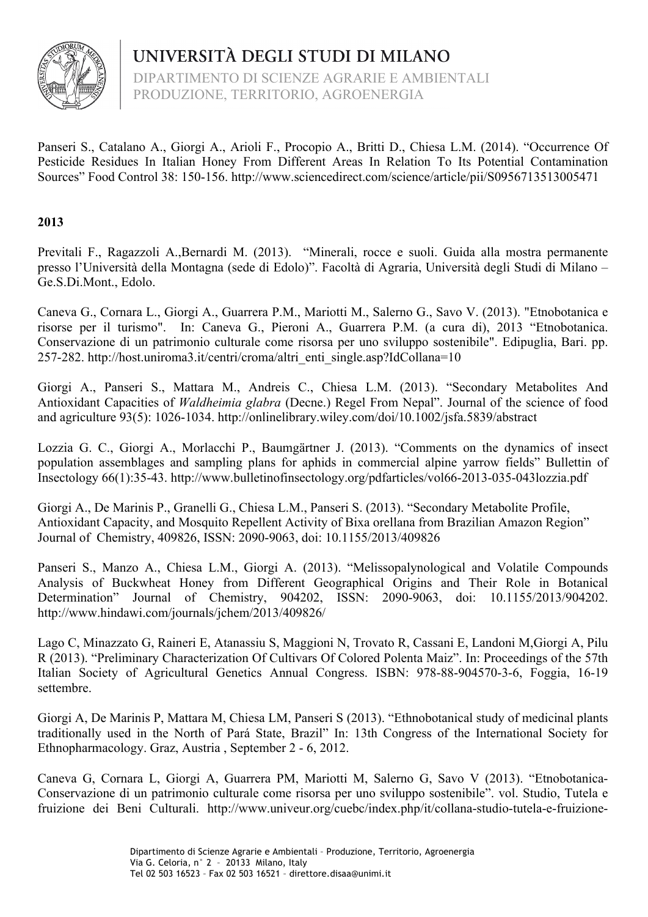Panseri S., Catalano A., Giorgi A., Arioli F., Procopio A., Britti D., Chiesa L.M. (2014). "Occurrence Of Pesticide Residues In Italian Honey From Different Areas In Relation To Its Potential Contamination Sources" Food Control 38: 150-156. http://www.sciencedirect.com/science/article/pii/S0956713513005471

**2013**

Previtali F., Ragazzoli A.,Bernardi M. (2013). "Minerali, rocce e suoli. Guida alla mostra permanente presso l'Università della Montagna (sede di Edolo)". Facoltà di Agraria, Università degli Studi di Milano – Ge.S.Di.Mont., Edolo.

Caneva G., Cornara L., Giorgi A., Guarrera P.M., Mariotti M., Salerno G., Savo V. (2013). "Etnobotanica e risorse per il turismo". In: Caneva G., Pieroni A., Guarrera P.M. (a cura di), 2013 "Etnobotanica. Conservazione di un patrimonio culturale come risorsa per uno sviluppo sostenibile". Edipuglia, Bari. pp. 257-282. http://host.uniroma3.it/centri/croma/altri_enti_single.asp?IdCollana=10

Giorgi A., Panseri S., Mattara M., Andreis C., Chiesa L.M. (2013). "Secondary Metabolites And Antioxidant Capacities of *Waldheimia glabra* (Decne.) Regel From Nepal". Journal of the science of food and agriculture 93(5): 1026-1034. http://onlinelibrary.wiley.com/doi/10.1002/jsfa.5839/abstract

Lozzia G. C., Giorgi A., Morlacchi P., Baumgärtner J. (2013). "Comments on the dynamics of insect population assemblages and sampling plans for aphids in commercial alpine yarrow fields" Bullettin of Insectology 66(1):35-43. http://www.bulletinofinsectology.org/pdfarticles/vol66-2013-035-043lozzia.pdf

Giorgi A., De Marinis P., Granelli G., Chiesa L.M., Panseri S. (2013). "Secondary Metabolite Profile, Antioxidant Capacity, and Mosquito Repellent Activity of Bixa orellana from Brazilian Amazon Region" Journal of Chemistry, 409826, ISSN: 2090-9063, doi: 10.1155/2013/409826

Panseri S., Manzo A., Chiesa L.M., Giorgi A. (2013). "Melissopalynological and Volatile Compounds Analysis of Buckwheat Honey from Different Geographical Origins and Their Role in Botanical Determination" Journal of Chemistry, 904202, ISSN: 2090-9063, doi: 10.1155/2013/904202. http://www.hindawi.com/journals/jchem/2013/409826/

Lago C, Minazzato G, Raineri E, Atanassiu S, Maggioni N, Trovato R, Cassani E, Landoni M,Giorgi A, Pilu R (2013). "Preliminary Characterization Of Cultivars Of Colored Polenta Maiz". In: Proceedings of the 57th Italian Society of Agricultural Genetics Annual Congress. ISBN: 978-88-904570-3-6, Foggia, 16-19 settembre.

Giorgi A, De Marinis P, Mattara M, Chiesa LM, Panseri S (2013). "Ethnobotanical study of medicinal plants traditionally used in the North of Pará State, Brazil" In: 13th Congress of the International Society for Ethnopharmacology. Graz, Austria , September 2 - 6, 2012.

Caneva G, Cornara L, Giorgi A, Guarrera PM, Mariotti M, Salerno G, Savo V (2013). "Etnobotanica-Conservazione di un patrimonio culturale come risorsa per uno sviluppo sostenibile". vol. Studio, Tutela e fruizione dei Beni Culturali. http://www.univeur.org/cuebc/index.php/it/collana-studio-tutela-e-fruizione-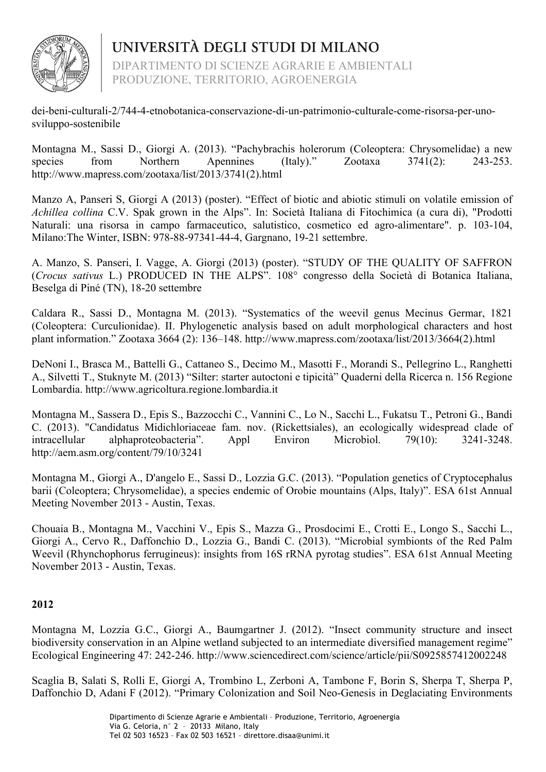dei-beni-culturali-2/744-4-etnobotanica-conservazione-di-un-patrimonio-culturale-come-risorsa-per-uno-sviluppo-sostenibile

Montagna M., Sassi D., Giorgi A. (2013). "Pachybrachis holerorum (Coleoptera: Chrysomelidae) a new species from Northern Apennines (Italy)." Zootaxa 3741(2): 243-253. http://www.mapress.com/zootaxa/list/2013/3741(2).html

Manzo A, Panseri S, Giorgi A (2013) (poster). "Effect of biotic and abiotic stimuli on volatile emission of *Achillea collina* C.V. Spak grown in the Alps". In: Società Italiana di Fitochimica (a cura di), "Prodotti Naturali: una risorsa in campo farmaceutico, salutistico, cosmetico ed agro-alimentare". p. 103-104, Milano:The Winter, ISBN: 978-88-97341-44-4, Gargnano, 19-21 settembre.

A. Manzo, S. Panseri, I. Vagge, A. Giorgi (2013) (poster). "STUDY OF THE QUALITY OF SAFFRON (*Crocus sativus* L.) PRODUCED IN THE ALPS". 108° congresso della Società di Botanica Italiana, Beselga di Piné (TN), 18-20 settembre

Caldara R., Sassi D., Montagna M. (2013). "Systematics of the weevil genus Mecinus Germar, 1821 (Coleoptera: Curculionidae). II. Phylogenetic analysis based on adult morphological characters and host plant information." Zootaxa 3664 (2): 136–148. http://www.mapress.com/zootaxa/list/2013/3664(2).html

DeNoni I., Brasca M., Battelli G., Cattaneo S., Decimo M., Masotti F., Morandi S., Pellegrino L., Ranghetti A., Silvetti T., Stuknyte M. (2013) "Silter: starter autoctoni e tipicità" Quaderni della Ricerca n. 156 Regione Lombardia. http://www.agricoltura.regione.lombardia.it

Montagna M., Sassera D., Epis S., Bazzocchi C., Vannini C., Lo N., Sacchi L., Fukatsu T., Petroni G., Bandi C. (2013). "Candidatus Midichloriaceae fam. nov. (Rickettsiales), an ecologically widespread clade of intracellular alphaproteobacteria". Appl Environ Microbiol. 79(10): 3241-3248. http://aem.asm.org/content/79/10/3241

Montagna M., Giorgi A., D'angelo E., Sassi D., Lozzia G.C. (2013). "Population genetics of Cryptocephalus barii (Coleoptera; Chrysomelidae), a species endemic of Orobie mountains (Alps, Italy)". ESA 61st Annual Meeting November 2013 - Austin, Texas.

Chouaia B., Montagna M., Vacchini V., Epis S., Mazza G., Prosdocimi E., Crotti E., Longo S., Sacchi L., Giorgi A., Cervo R., Daffonchio D., Lozzia G., Bandi C. (2013). "Microbial symbionts of the Red Palm Weevil (Rhynchophorus ferrugineus): insights from 16S rRNA pyrotag studies". ESA 61st Annual Meeting November 2013 - Austin, Texas.

**2012**

Montagna M, Lozzia G.C., Giorgi A., Baumgartner J. (2012). "Insect community structure and insect biodiversity conservation in an Alpine wetland subjected to an intermediate diversified management regime" Ecological Engineering 47: 242-246. http://www.sciencedirect.com/science/article/pii/S0925857412002248

Scaglia B, Salati S, Rolli E, Giorgi A, Trombino L, Zerboni A, Tambone F, Borin S, Sherpa T, Sherpa P, Daffonchio D, Adani F (2012). "Primary Colonization and Soil Neo-Genesis in Deglaciating Environments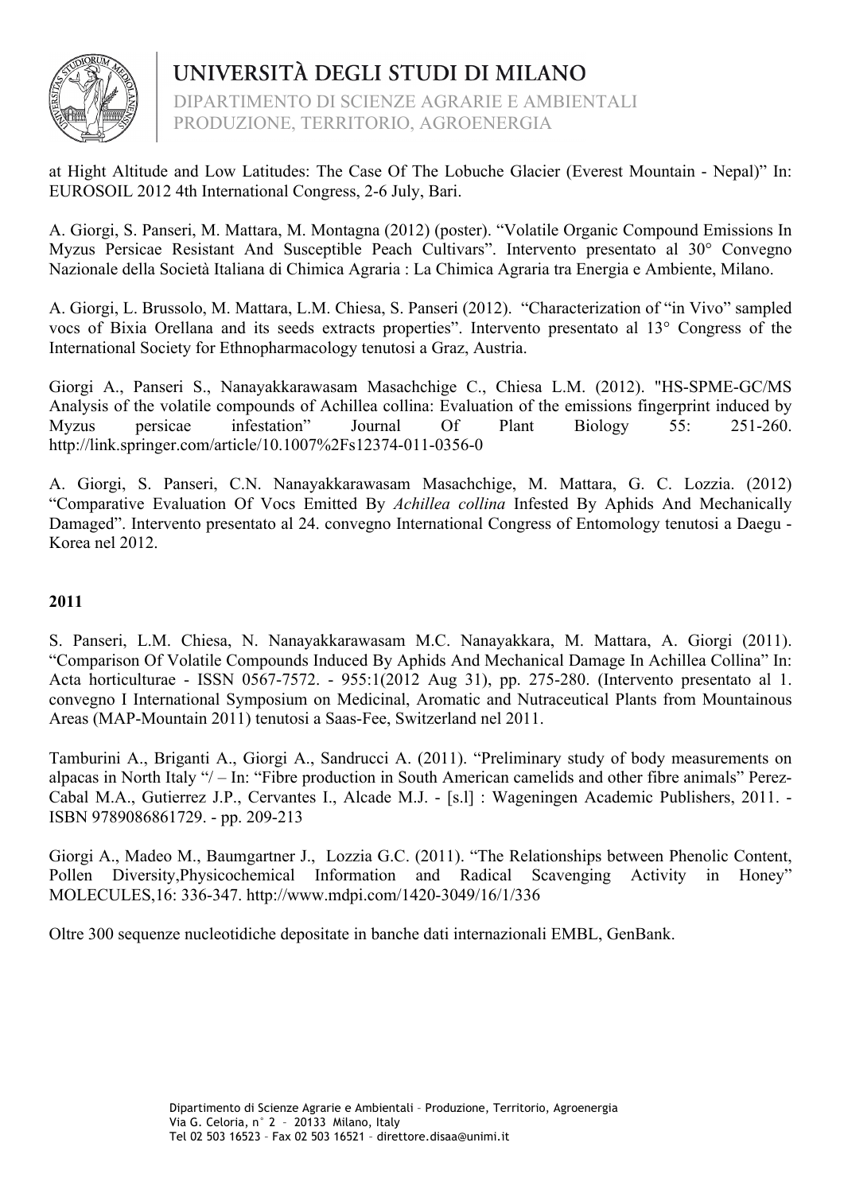at Hight Altitude and Low Latitudes: The Case Of The Lobuche Glacier (Everest Mountain - Nepal)" In: EUROSOIL 2012 4th International Congress, 2-6 July, Bari.

A. Giorgi, S. Panseri, M. Mattara, M. Montagna (2012) (poster). "Volatile Organic Compound Emissions In Myzus Persicae Resistant And Susceptible Peach Cultivars". Intervento presentato al 30° Convegno Nazionale della Società Italiana di Chimica Agraria : La Chimica Agraria tra Energia e Ambiente, Milano.

A. Giorgi, L. Brussolo, M. Mattara, L.M. Chiesa, S. Panseri (2012). "Characterization of "in Vivo" sampled vocs of Bixia Orellana and its seeds extracts properties". Intervento presentato al 13° Congress of the International Society for Ethnopharmacology tenutosi a Graz, Austria.

Giorgi A., Panseri S., Nanayakkarawasam Masachchige C., Chiesa L.M. (2012). "HS-SPME-GC/MS Analysis of the volatile compounds of Achillea collina: Evaluation of the emissions fingerprint induced by Myzus persicae infestation" Journal Of Plant Biology 55: 251-260. http://link.springer.com/article/10.1007%2Fs12374-011-0356-0

A. Giorgi, S. Panseri, C.N. Nanayakkarawasam Masachchige, M. Mattara, G. C. Lozzia. (2012) "Comparative Evaluation Of Vocs Emitted By *Achillea collina* Infested By Aphids And Mechanically Damaged". Intervento presentato al 24. convegno International Congress of Entomology tenutosi a Daegu - Korea nel 2012.

**2011**

S. Panseri, L.M. Chiesa, N. Nanayakkarawasam M.C. Nanayakkara, M. Mattara, A. Giorgi (2011). "Comparison Of Volatile Compounds Induced By Aphids And Mechanical Damage In Achillea Collina" In: Acta horticulturae - ISSN 0567-7572. - 955:1(2012 Aug 31), pp. 275-280. (Intervento presentato al 1. convegno I International Symposium on Medicinal, Aromatic and Nutraceutical Plants from Mountainous Areas (MAP-Mountain 2011) tenutosi a Saas-Fee, Switzerland nel 2011.

Tamburini A., Briganti A., Giorgi A., Sandrucci A. (2011). "Preliminary study of body measurements on alpacas in North Italy "/ – In: "Fibre production in South American camelids and other fibre animals" Perez-Cabal M.A., Gutierrez J.P., Cervantes I., Alcade M.J. - [s.l] : Wageningen Academic Publishers, 2011. - ISBN 9789086861729. - pp. 209-213

Giorgi A., Madeo M., Baumgartner J., Lozzia G.C. (2011). "The Relationships between Phenolic Content, Pollen Diversity,Physicochemical Information and Radical Scavenging Activity in Honey" MOLECULES,16: 336-347. http://www.mdpi.com/1420-3049/16/1/336

Oltre 300 sequenze nucleotidiche depositate in banche dati internazionali EMBL, GenBank.